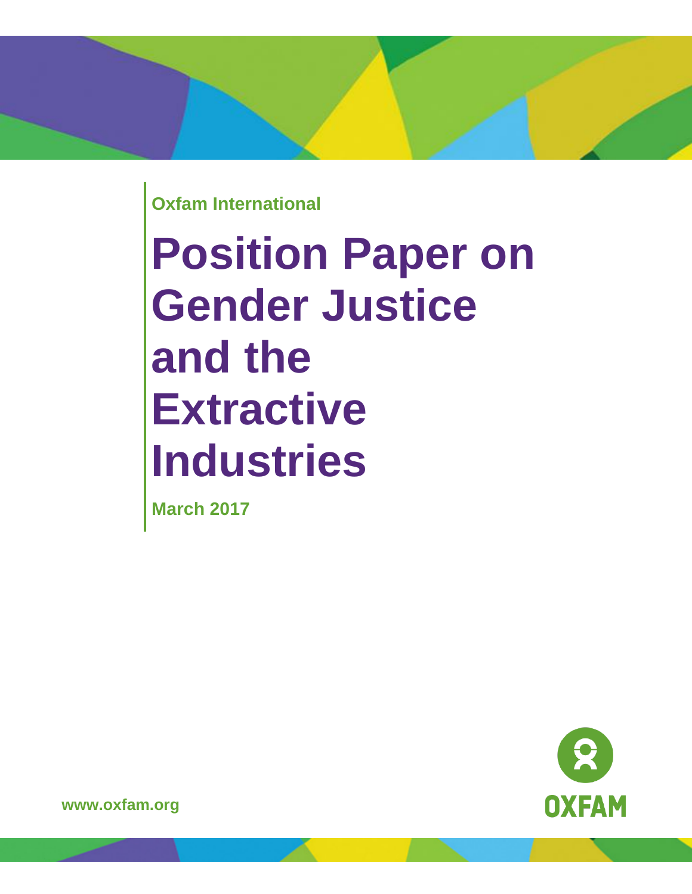Oxfam International

# Position Paper on Gender Justice and the Extractive Industries

March 2017

www.oxfam.org

OXFAM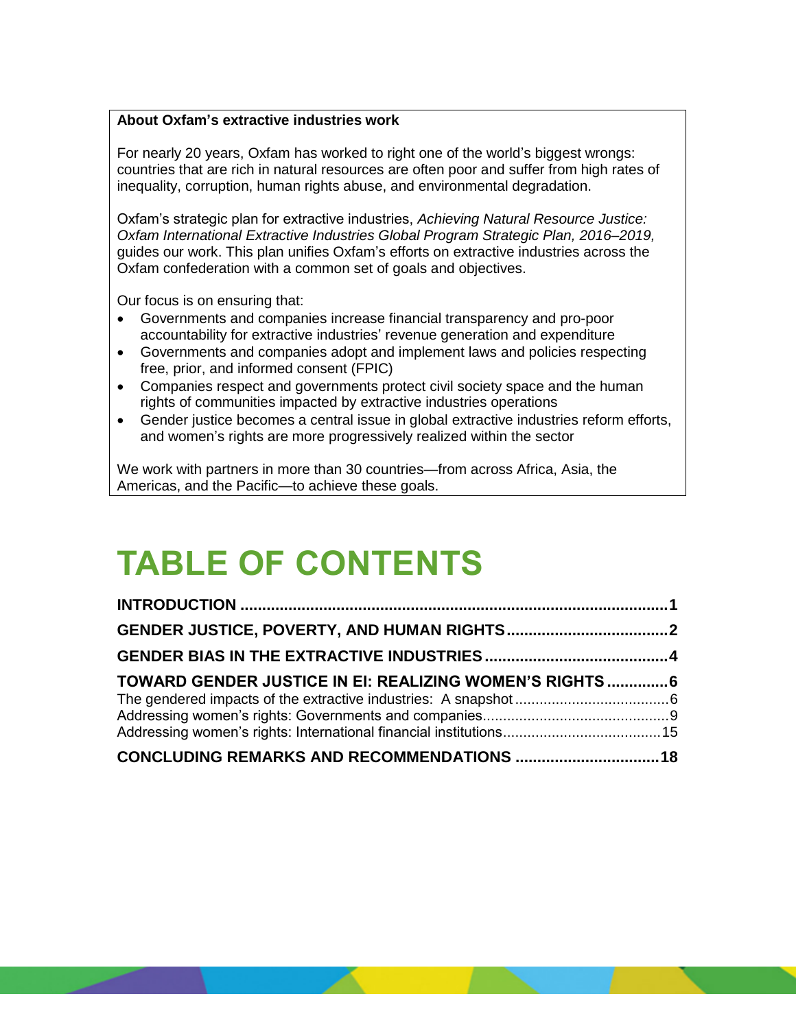**About Oxfam's extractive industries work**

For nearly 20 years, Oxfam has worked to right one of the world's biggest wrongs: countries that are rich in natural resources are often poor and suffer from high rates of inequality, corruption, human rights abuse, and environmental degradation.

Oxfam's strategic plan for extractive industries, *Achieving Natural Resource Justice: Oxfam International Extractive Industries Global Program Strategic Plan, 2016–2019,* guides our work. This plan unifies Oxfam's efforts on extractive industries across the Oxfam confederation with a common set of goals and objectives.

Our focus is on ensuring that:

- Governments and companies increase financial transparency and pro-poor accountability for extractive industries' revenue generation and expenditure
- Governments and companies adopt and implement laws and policies respecting free, prior, and informed consent (FPIC)
- Companies respect and governments protect civil society space and the human rights of communities impacted by extractive industries operations
- Gender justice becomes a central issue in global extractive industries reform efforts, and women's rights are more progressively realized within the sector

We work with partners in more than 30 countries—from across Africa, Asia, the Americas, and the Pacific—to achieve these goals.

# TABLE OF CONTENTS

**INTRODUCTION** ........................................ **1**

**GENDER JUSTICE, POVERTY, AND HUMAN RIGHTS** ........................................ **2**

**GENDER BIAS IN THE EXTRACTIVE INDUSTRIES** ........................................ **4**

**TOWARD GENDER JUSTICE IN EI: REALIZING WOMEN'S RIGHTS** ........................................ **6**

The gendered impacts of the extractive industries: A snapshot ........................................ 6

Addressing women's rights: Governments and companies ........................................ 9

Addressing women's rights: International financial institutions ........................................ 15

**CONCLUDING REMARKS AND RECOMMENDATIONS** ........................................ **18**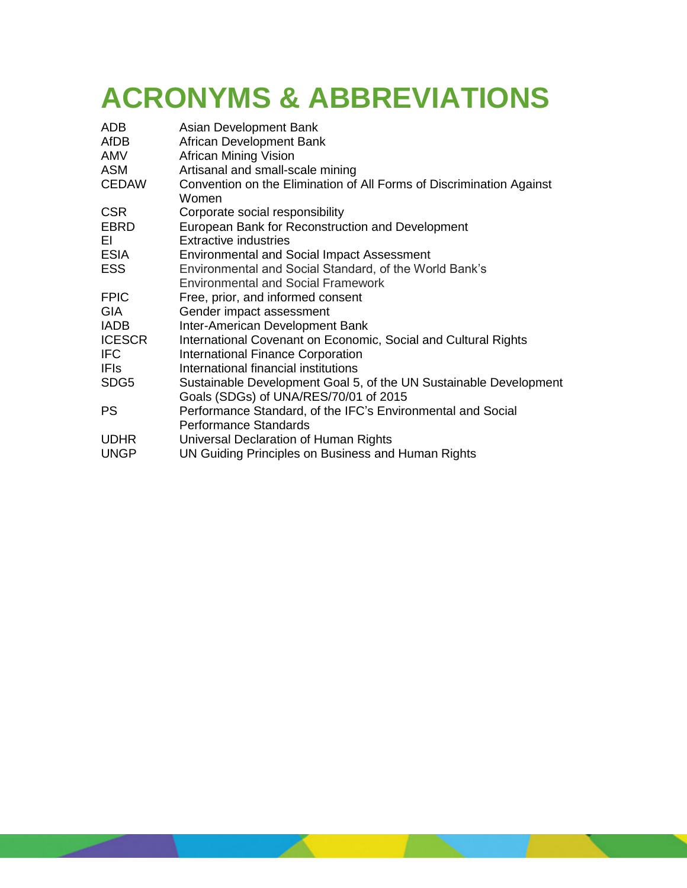# ACRONYMS & ABBREVIATIONS

| | |
|---|---|
| ADB | Asian Development Bank |
| AfDB | African Development Bank |
| AMV | African Mining Vision |
| ASM | Artisanal and small-scale mining |
| CEDAW | Convention on the Elimination of All Forms of Discrimination Against Women |
| CSR | Corporate social responsibility |
| EBRD | European Bank for Reconstruction and Development |
| EI | Extractive industries |
| ESIA | Environmental and Social Impact Assessment |
| ESS | Environmental and Social Standard, of the World Bank's Environmental and Social Framework |
| FPIC | Free, prior, and informed consent |
| GIA | Gender impact assessment |
| IADB | Inter-American Development Bank |
| ICESCR | International Covenant on Economic, Social and Cultural Rights |
| IFC | International Finance Corporation |
| IFIs | International financial institutions |
| SDG5 | Sustainable Development Goal 5, of the UN Sustainable Development Goals (SDGs) of UNA/RES/70/01 of 2015 |
| PS | Performance Standard, of the IFC's Environmental and Social Performance Standards |
| UDHR | Universal Declaration of Human Rights |
| UNGP | UN Guiding Principles on Business and Human Rights |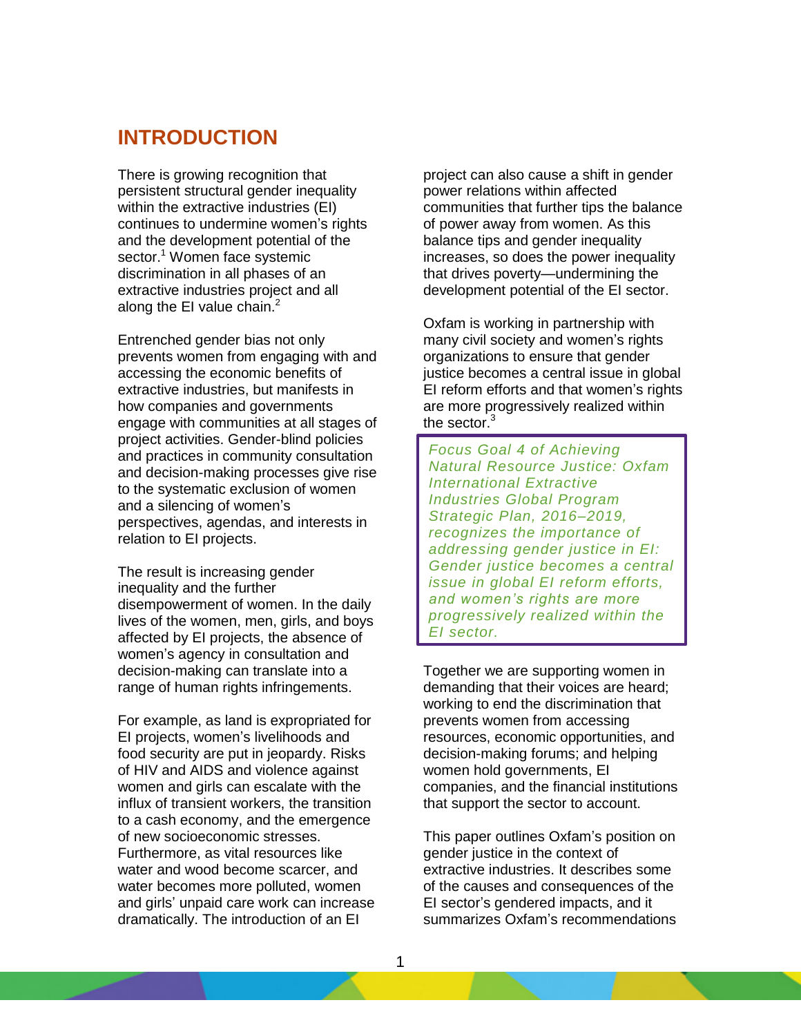# INTRODUCTION

There is growing recognition that persistent structural gender inequality within the extractive industries (EI) continues to undermine women's rights and the development potential of the sector.[1] Women face systemic discrimination in all phases of an extractive industries project and all along the EI value chain.[2]

Entrenched gender bias not only prevents women from engaging with and accessing the economic benefits of extractive industries, but manifests in how companies and governments engage with communities at all stages of project activities. Gender-blind policies and practices in community consultation and decision-making processes give rise to the systematic exclusion of women and a silencing of women's perspectives, agendas, and interests in relation to EI projects.

The result is increasing gender inequality and the further disempowerment of women. In the daily lives of the women, men, girls, and boys affected by EI projects, the absence of women's agency in consultation and decision-making can translate into a range of human rights infringements.

For example, as land is expropriated for EI projects, women's livelihoods and food security are put in jeopardy. Risks of HIV and AIDS and violence against women and girls can escalate with the influx of transient workers, the transition to a cash economy, and the emergence of new socioeconomic stresses. Furthermore, as vital resources like water and wood become scarcer, and water becomes more polluted, women and girls' unpaid care work can increase dramatically. The introduction of an EI project can also cause a shift in gender power relations within affected communities that further tips the balance of power away from women. As this balance tips and gender inequality increases, so does the power inequality that drives poverty—undermining the development potential of the EI sector.

Oxfam is working in partnership with many civil society and women's rights organizations to ensure that gender justice becomes a central issue in global EI reform efforts and that women's rights are more progressively realized within the sector.[3]

> *Focus Goal 4 of Achieving Natural Resource Justice: Oxfam International Extractive Industries Global Program Strategic Plan, 2016–2019, recognizes the importance of addressing gender justice in EI: Gender justice becomes a central issue in global EI reform efforts, and women's rights are more progressively realized within the EI sector.*

Together we are supporting women in demanding that their voices are heard; working to end the discrimination that prevents women from accessing resources, economic opportunities, and decision-making forums; and helping women hold governments, EI companies, and the financial institutions that support the sector to account.

This paper outlines Oxfam's position on gender justice in the context of extractive industries. It describes some of the causes and consequences of the EI sector's gendered impacts, and it summarizes Oxfam's recommendations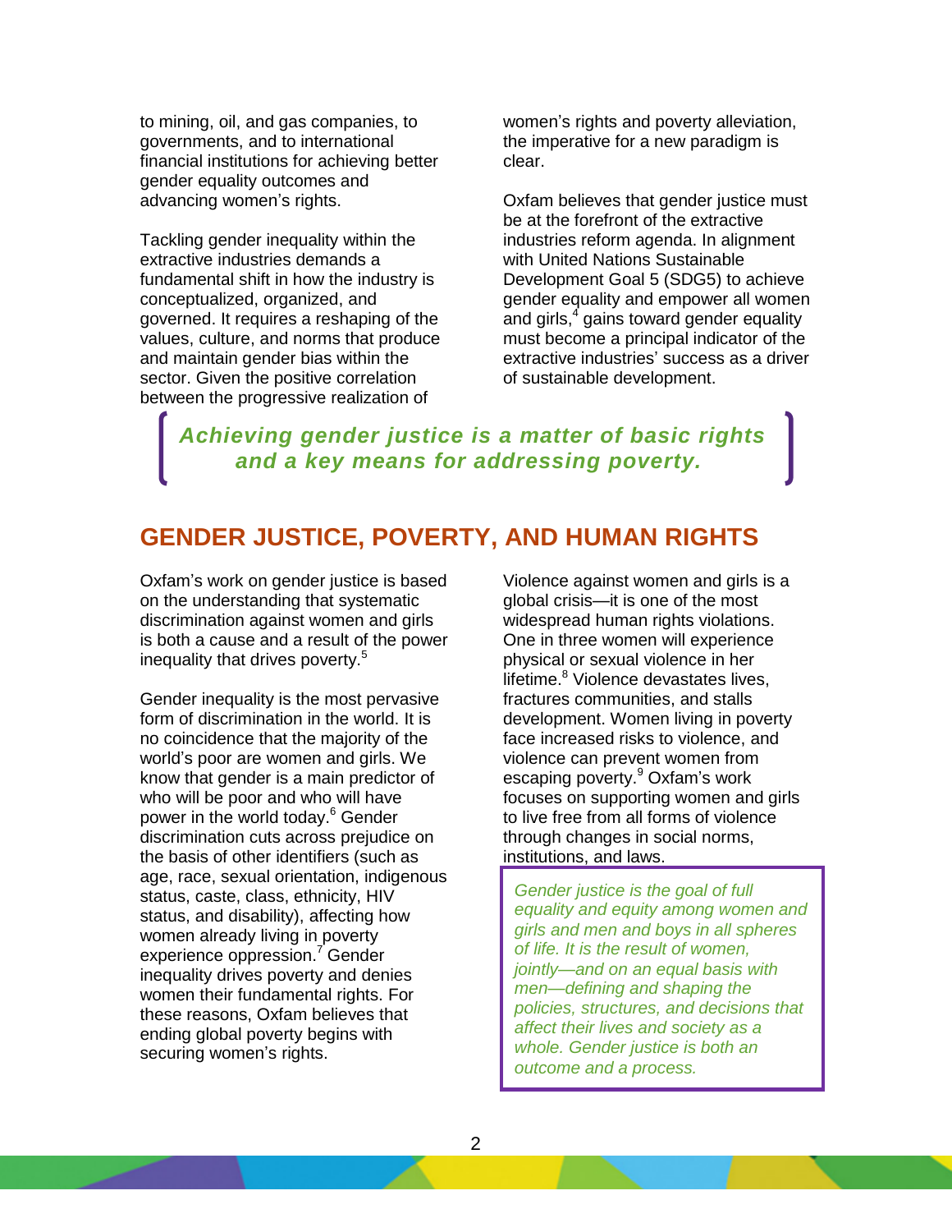to mining, oil, and gas companies, to governments, and to international financial institutions for achieving better gender equality outcomes and advancing women's rights.

Tackling gender inequality within the extractive industries demands a fundamental shift in how the industry is conceptualized, organized, and governed. It requires a reshaping of the values, culture, and norms that produce and maintain gender bias within the sector. Given the positive correlation between the progressive realization of women's rights and poverty alleviation, the imperative for a new paradigm is clear.

Oxfam believes that gender justice must be at the forefront of the extractive industries reform agenda. In alignment with United Nations Sustainable Development Goal 5 (SDG5) to achieve gender equality and empower all women and girls,[4] gains toward gender equality must become a principal indicator of the extractive industries' success as a driver of sustainable development.

> ***Achieving gender justice is a matter of basic rights and a key means for addressing poverty.***

## GENDER JUSTICE, POVERTY, AND HUMAN RIGHTS

Oxfam's work on gender justice is based on the understanding that systematic discrimination against women and girls is both a cause and a result of the power inequality that drives poverty.[5]

Gender inequality is the most pervasive form of discrimination in the world. It is no coincidence that the majority of the world's poor are women and girls. We know that gender is a main predictor of who will be poor and who will have power in the world today.[6] Gender discrimination cuts across prejudice on the basis of other identifiers (such as age, race, sexual orientation, indigenous status, caste, class, ethnicity, HIV status, and disability), affecting how women already living in poverty experience oppression.[7] Gender inequality drives poverty and denies women their fundamental rights. For these reasons, Oxfam believes that ending global poverty begins with securing women's rights.

Violence against women and girls is a global crisis—it is one of the most widespread human rights violations. One in three women will experience physical or sexual violence in her lifetime.[8] Violence devastates lives, fractures communities, and stalls development. Women living in poverty face increased risks to violence, and violence can prevent women from escaping poverty.[9] Oxfam's work focuses on supporting women and girls to live free from all forms of violence through changes in social norms, institutions, and laws.

> *Gender justice is the goal of full equality and equity among women and girls and men and boys in all spheres of life. It is the result of women, jointly—and on an equal basis with men—defining and shaping the policies, structures, and decisions that affect their lives and society as a whole. Gender justice is both an outcome and a process.*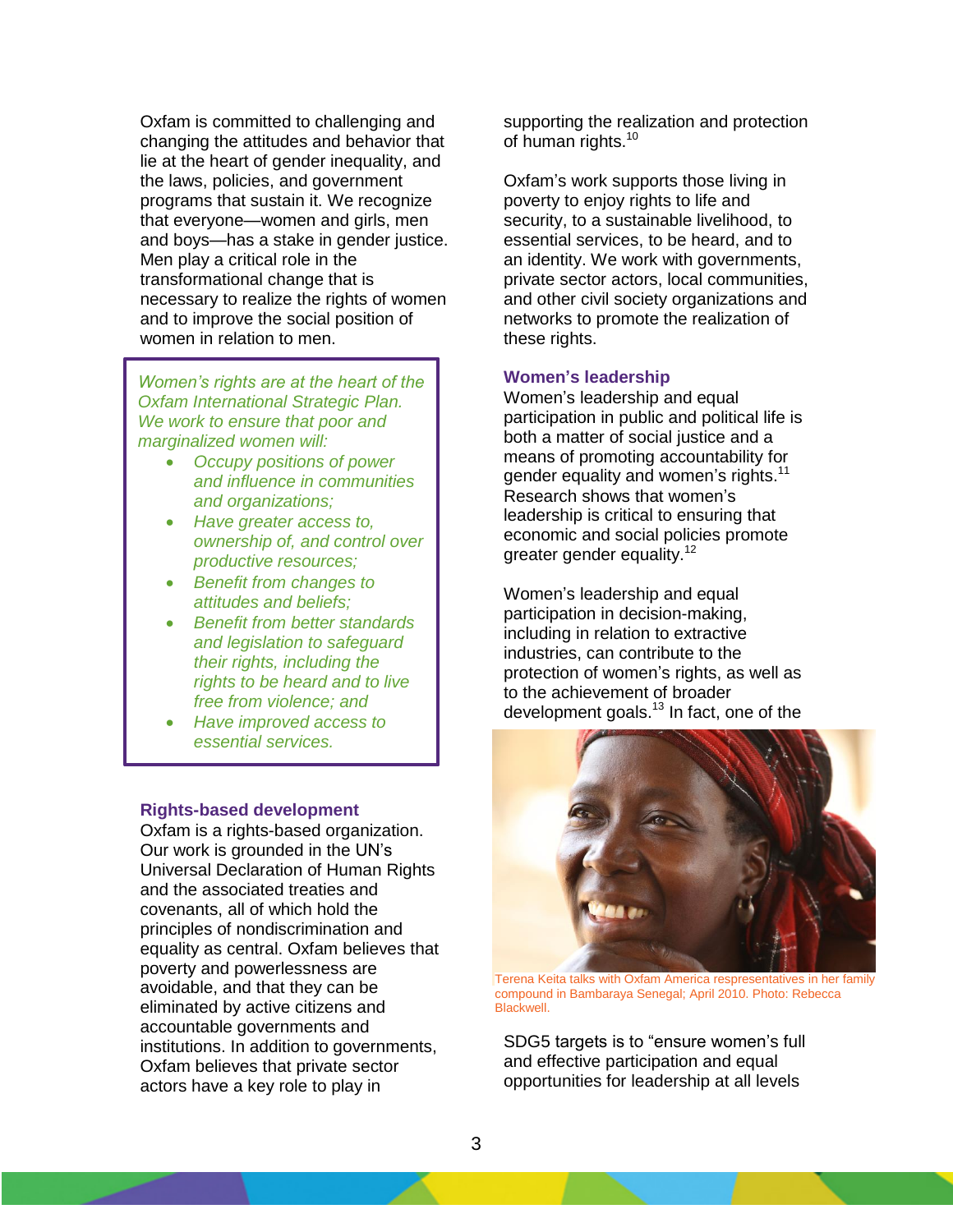Oxfam is committed to challenging and changing the attitudes and behavior that lie at the heart of gender inequality, and the laws, policies, and government programs that sustain it. We recognize that everyone—women and girls, men and boys—has a stake in gender justice. Men play a critical role in the transformational change that is necessary to realize the rights of women and to improve the social position of women in relation to men.

*Women's rights are at the heart of the Oxfam International Strategic Plan. We work to ensure that poor and marginalized women will:*

- *Occupy positions of power and influence in communities and organizations;*
- *Have greater access to, ownership of, and control over productive resources;*
- *Benefit from changes to attitudes and beliefs;*
- *Benefit from better standards and legislation to safeguard their rights, including the rights to be heard and to live free from violence; and*
- *Have improved access to essential services.*

### Rights-based development

Oxfam is a rights-based organization. Our work is grounded in the UN's Universal Declaration of Human Rights and the associated treaties and covenants, all of which hold the principles of nondiscrimination and equality as central. Oxfam believes that poverty and powerlessness are avoidable, and that they can be eliminated by active citizens and accountable governments and institutions. In addition to governments, Oxfam believes that private sector actors have a key role to play in supporting the realization and protection of human rights.[10]

Oxfam's work supports those living in poverty to enjoy rights to life and security, to a sustainable livelihood, to essential services, to be heard, and to an identity. We work with governments, private sector actors, local communities, and other civil society organizations and networks to promote the realization of these rights.

### Women's leadership

Women's leadership and equal participation in public and political life is both a matter of social justice and a means of promoting accountability for gender equality and women's rights.[11] Research shows that women's leadership is critical to ensuring that economic and social policies promote greater gender equality.[12]

Women's leadership and equal participation in decision-making, including in relation to extractive industries, can contribute to the protection of women's rights, as well as to the achievement of broader development goals.[13] In fact, one of the SDG5 targets is to "ensure women's full and effective participation and equal opportunities for leadership at all levels

Terena Keita talks with Oxfam America respresentatives in her family compound in Bambaraya Senegal; April 2010. Photo: Rebecca Blackwell.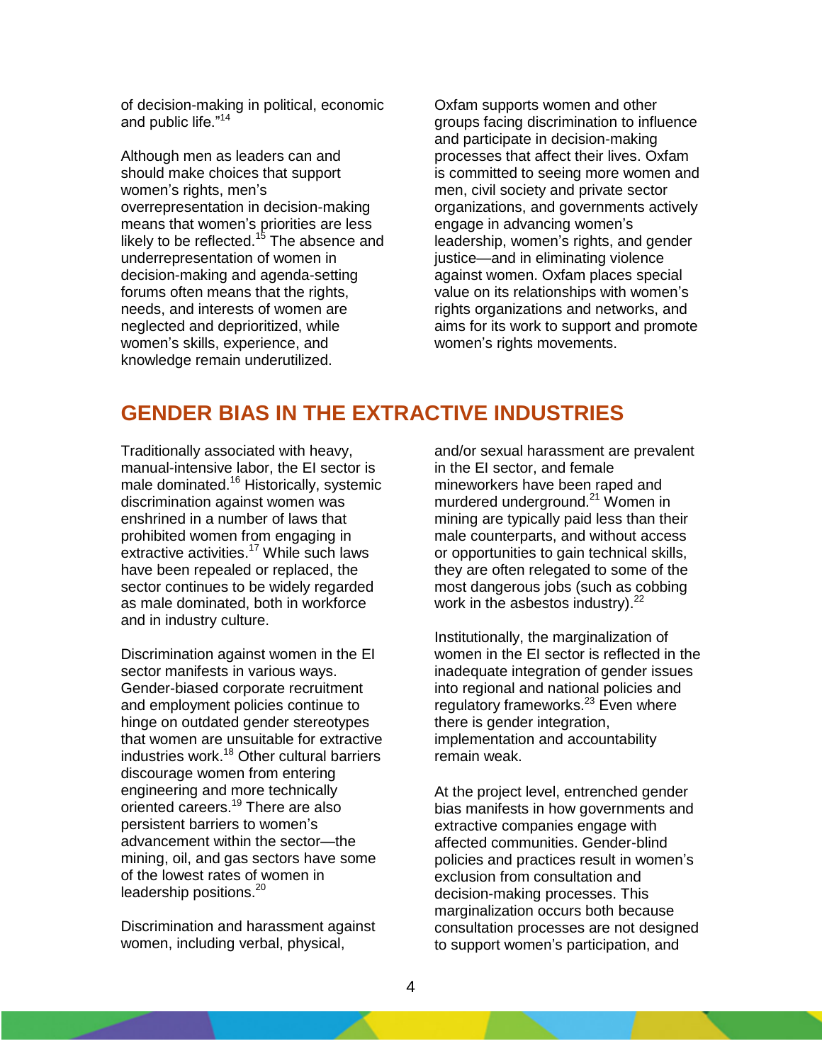of decision-making in political, economic and public life."[14]

Although men as leaders can and should make choices that support women's rights, men's overrepresentation in decision-making means that women's priorities are less likely to be reflected.[15] The absence and underrepresentation of women in decision-making and agenda-setting forums often means that the rights, needs, and interests of women are neglected and deprioritized, while women's skills, experience, and knowledge remain underutilized.

Oxfam supports women and other groups facing discrimination to influence and participate in decision-making processes that affect their lives. Oxfam is committed to seeing more women and men, civil society and private sector organizations, and governments actively engage in advancing women's leadership, women's rights, and gender justice—and in eliminating violence against women. Oxfam places special value on its relationships with women's rights organizations and networks, and aims for its work to support and promote women's rights movements.

## GENDER BIAS IN THE EXTRACTIVE INDUSTRIES

Traditionally associated with heavy, manual-intensive labor, the EI sector is male dominated.[16] Historically, systemic discrimination against women was enshrined in a number of laws that prohibited women from engaging in extractive activities.[17] While such laws have been repealed or replaced, the sector continues to be widely regarded as male dominated, both in workforce and in industry culture.

Discrimination against women in the EI sector manifests in various ways. Gender-biased corporate recruitment and employment policies continue to hinge on outdated gender stereotypes that women are unsuitable for extractive industries work.[18] Other cultural barriers discourage women from entering engineering and more technically oriented careers.[19] There are also persistent barriers to women's advancement within the sector—the mining, oil, and gas sectors have some of the lowest rates of women in leadership positions.[20]

Discrimination and harassment against women, including verbal, physical, and/or sexual harassment are prevalent in the EI sector, and female mineworkers have been raped and murdered underground.[21] Women in mining are typically paid less than their male counterparts, and without access or opportunities to gain technical skills, they are often relegated to some of the most dangerous jobs (such as cobbing work in the asbestos industry).[22]

Institutionally, the marginalization of women in the EI sector is reflected in the inadequate integration of gender issues into regional and national policies and regulatory frameworks.[23] Even where there is gender integration, implementation and accountability remain weak.

At the project level, entrenched gender bias manifests in how governments and extractive companies engage with affected communities. Gender-blind policies and practices result in women's exclusion from consultation and decision-making processes. This marginalization occurs both because consultation processes are not designed to support women's participation, and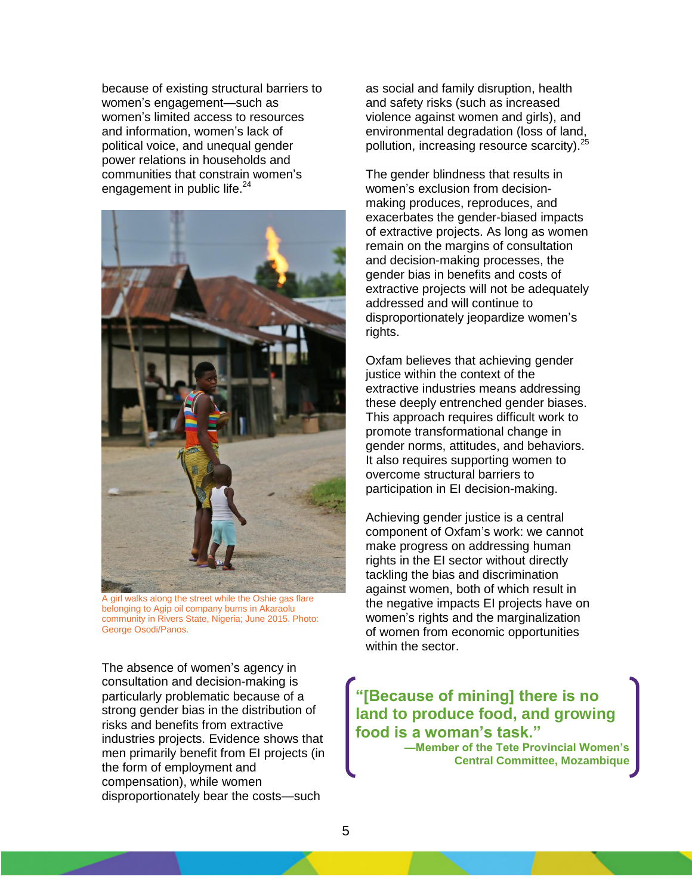because of existing structural barriers to women's engagement—such as women's limited access to resources and information, women's lack of political voice, and unequal gender power relations in households and communities that constrain women's engagement in public life.[24]

A girl walks along the street while the Oshie gas flare belonging to Agip oil company burns in Akaraolu community in Rivers State, Nigeria; June 2015. Photo: George Osodi/Panos.

The absence of women's agency in consultation and decision-making is particularly problematic because of a strong gender bias in the distribution of risks and benefits from extractive industries projects. Evidence shows that men primarily benefit from EI projects (in the form of employment and compensation), while women disproportionately bear the costs—such as social and family disruption, health and safety risks (such as increased violence against women and girls), and environmental degradation (loss of land, pollution, increasing resource scarcity).[25]

The gender blindness that results in women's exclusion from decision-making produces, reproduces, and exacerbates the gender-biased impacts of extractive projects. As long as women remain on the margins of consultation and decision-making processes, the gender bias in benefits and costs of extractive projects will not be adequately addressed and will continue to disproportionately jeopardize women's rights.

Oxfam believes that achieving gender justice within the context of the extractive industries means addressing these deeply entrenched gender biases. This approach requires difficult work to promote transformational change in gender norms, attitudes, and behaviors. It also requires supporting women to overcome structural barriers to participation in EI decision-making.

Achieving gender justice is a central component of Oxfam's work: we cannot make progress on addressing human rights in the EI sector without directly tackling the bias and discrimination against women, both of which result in the negative impacts EI projects have on women's rights and the marginalization of women from economic opportunities within the sector.

> **"[Because of mining] there is no land to produce food, and growing food is a woman's task."**
>
> **—Member of the Tete Provincial Women's Central Committee, Mozambique**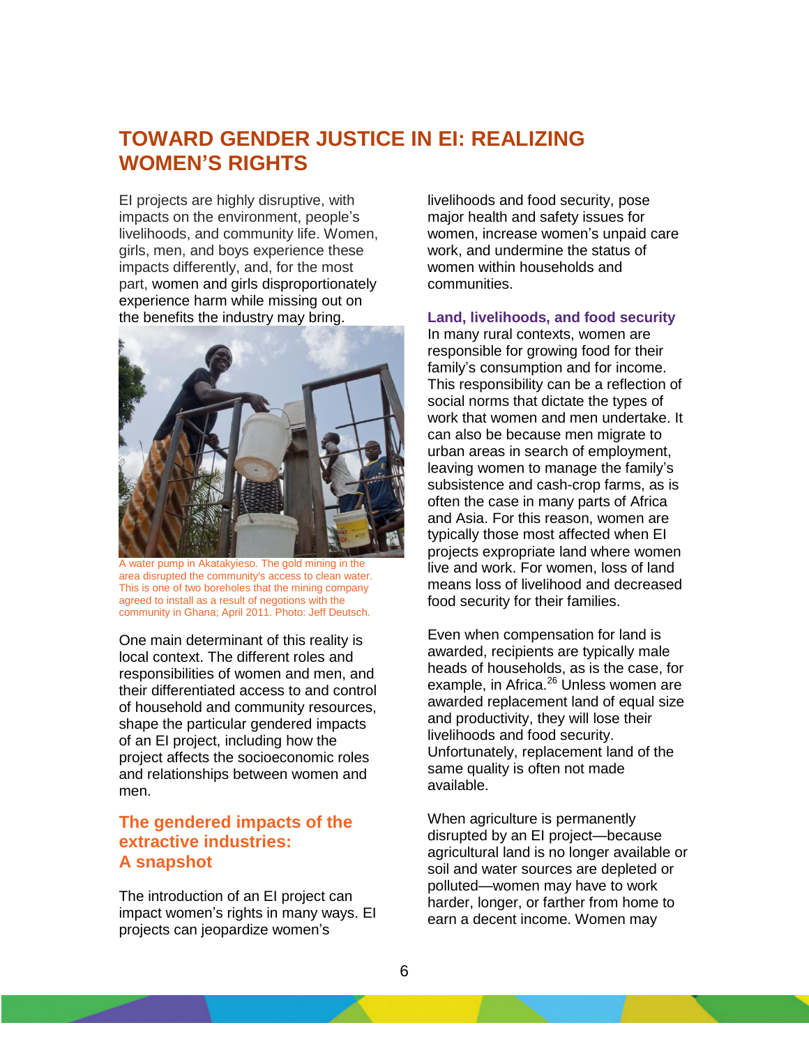# TOWARD GENDER JUSTICE IN EI: REALIZING WOMEN'S RIGHTS

EI projects are highly disruptive, with impacts on the environment, people's livelihoods, and community life. Women, girls, men, and boys experience these impacts differently, and, for the most part, women and girls disproportionately experience harm while missing out on the benefits the industry may bring.

A water pump in Akatakyieso. The gold mining in the area disrupted the community's access to clean water. This is one of two boreholes that the mining company agreed to install as a result of negotions with the community in Ghana; April 2011. Photo: Jeff Deutsch.

One main determinant of this reality is local context. The different roles and responsibilities of women and men, and their differentiated access to and control of household and community resources, shape the particular gendered impacts of an EI project, including how the project affects the socioeconomic roles and relationships between women and men.

## The gendered impacts of the extractive industries: A snapshot

The introduction of an EI project can impact women's rights in many ways. EI projects can jeopardize women's livelihoods and food security, pose major health and safety issues for women, increase women's unpaid care work, and undermine the status of women within households and communities.

### Land, livelihoods, and food security

In many rural contexts, women are responsible for growing food for their family's consumption and for income. This responsibility can be a reflection of social norms that dictate the types of work that women and men undertake. It can also be because men migrate to urban areas in search of employment, leaving women to manage the family's subsistence and cash-crop farms, as is often the case in many parts of Africa and Asia. For this reason, women are typically those most affected when EI projects expropriate land where women live and work. For women, loss of land means loss of livelihood and decreased food security for their families.

Even when compensation for land is awarded, recipients are typically male heads of households, as is the case, for example, in Africa.[26] Unless women are awarded replacement land of equal size and productivity, they will lose their livelihoods and food security. Unfortunately, replacement land of the same quality is often not made available.

When agriculture is permanently disrupted by an EI project—because agricultural land is no longer available or soil and water sources are depleted or polluted—women may have to work harder, longer, or farther from home to earn a decent income. Women may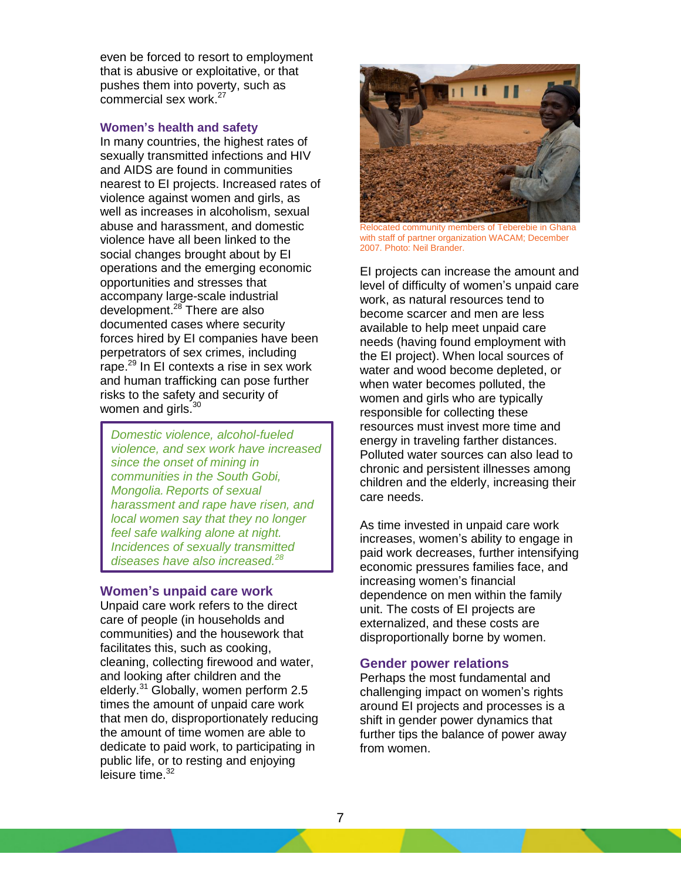even be forced to resort to employment that is abusive or exploitative, or that pushes them into poverty, such as commercial sex work.[27]

### Women's health and safety

In many countries, the highest rates of sexually transmitted infections and HIV and AIDS are found in communities nearest to EI projects. Increased rates of violence against women and girls, as well as increases in alcoholism, sexual abuse and harassment, and domestic violence have all been linked to the social changes brought about by EI operations and the emerging economic opportunities and stresses that accompany large-scale industrial development.[28] There are also documented cases where security forces hired by EI companies have been perpetrators of sex crimes, including rape.[29] In EI contexts a rise in sex work and human trafficking can pose further risks to the safety and security of women and girls.[30]

> *Domestic violence, alcohol-fueled violence, and sex work have increased since the onset of mining in communities in the South Gobi, Mongolia. Reports of sexual harassment and rape have risen, and local women say that they no longer feel safe walking alone at night. Incidences of sexually transmitted diseases have also increased.[28]*

### Women's unpaid care work

Unpaid care work refers to the direct care of people (in households and communities) and the housework that facilitates this, such as cooking, cleaning, collecting firewood and water, and looking after children and the elderly.[31] Globally, women perform 2.5 times the amount of unpaid care work that men do, disproportionately reducing the amount of time women are able to dedicate to paid work, to participating in public life, or to resting and enjoying leisure time.[32]

Relocated community members of Teberebie in Ghana with staff of partner organization WACAM; December 2007. Photo: Neil Brander.

EI projects can increase the amount and level of difficulty of women's unpaid care work, as natural resources tend to become scarcer and men are less available to help meet unpaid care needs (having found employment with the EI project). When local sources of water and wood become depleted, or when water becomes polluted, the women and girls who are typically responsible for collecting these resources must invest more time and energy in traveling farther distances. Polluted water sources can also lead to chronic and persistent illnesses among children and the elderly, increasing their care needs.

As time invested in unpaid care work increases, women's ability to engage in paid work decreases, further intensifying economic pressures families face, and increasing women's financial dependence on men within the family unit. The costs of EI projects are externalized, and these costs are disproportionally borne by women.

### Gender power relations

Perhaps the most fundamental and challenging impact on women's rights around EI projects and processes is a shift in gender power dynamics that further tips the balance of power away from women.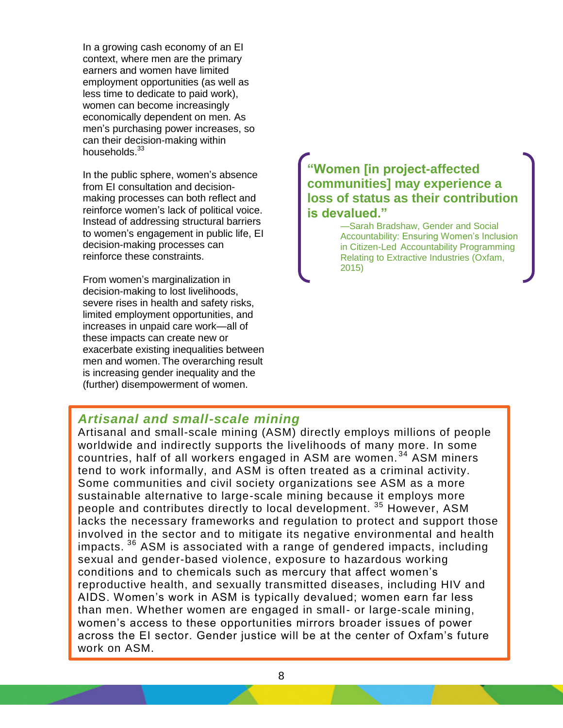In a growing cash economy of an EI context, where men are the primary earners and women have limited employment opportunities (as well as less time to dedicate to paid work), women can become increasingly economically dependent on men. As men's purchasing power increases, so can their decision-making within households.[33]

In the public sphere, women's absence from EI consultation and decision-making processes can both reflect and reinforce women's lack of political voice. Instead of addressing structural barriers to women's engagement in public life, EI decision-making processes can reinforce these constraints.

From women's marginalization in decision-making to lost livelihoods, severe rises in health and safety risks, limited employment opportunities, and increases in unpaid care work—all of these impacts can create new or exacerbate existing inequalities between men and women. The overarching result is increasing gender inequality and the (further) disempowerment of women.

> **"Women [in project-affected communities] may experience a loss of status as their contribution is devalued."**
>
> —Sarah Bradshaw, Gender and Social Accountability: Ensuring Women's Inclusion in Citizen-Led Accountability Programming Relating to Extractive Industries (Oxfam, 2015)

### *Artisanal and small-scale mining*

Artisanal and small-scale mining (ASM) directly employs millions of people worldwide and indirectly supports the livelihoods of many more. In some countries, half of all workers engaged in ASM are women.[34] ASM miners tend to work informally, and ASM is often treated as a criminal activity. Some communities and civil society organizations see ASM as a more sustainable alternative to large-scale mining because it employs more people and contributes directly to local development.[35] However, ASM lacks the necessary frameworks and regulation to protect and support those involved in the sector and to mitigate its negative environmental and health impacts.[36] ASM is associated with a range of gendered impacts, including sexual and gender-based violence, exposure to hazardous working conditions and to chemicals such as mercury that affect women's reproductive health, and sexually transmitted diseases, including HIV and AIDS. Women's work in ASM is typically devalued; women earn far less than men. Whether women are engaged in small- or large-scale mining, women's access to these opportunities mirrors broader issues of power across the EI sector. Gender justice will be at the center of Oxfam's future work on ASM.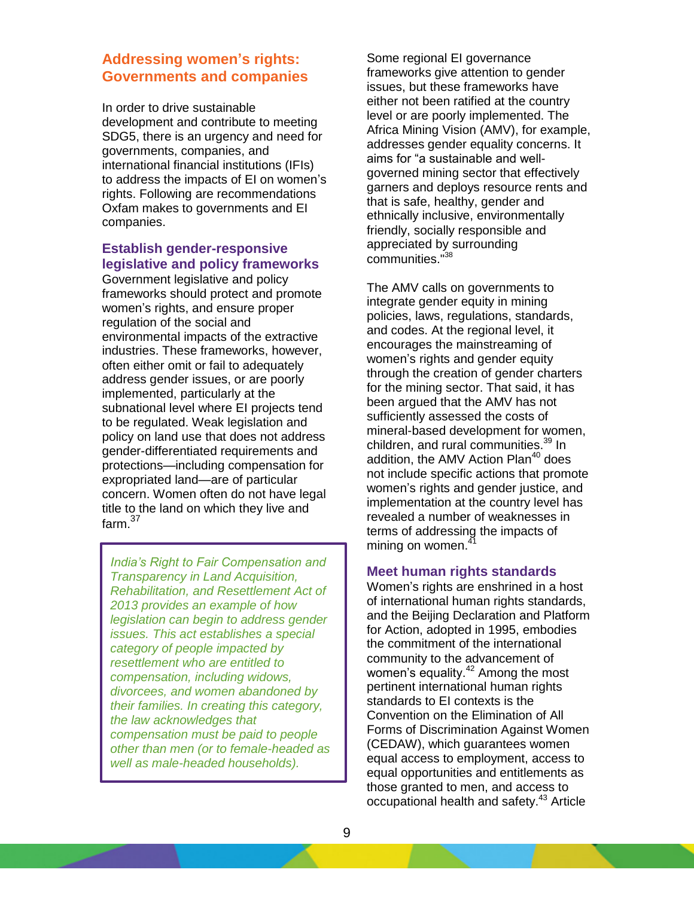## Addressing women's rights: Governments and companies

In order to drive sustainable development and contribute to meeting SDG5, there is an urgency and need for governments, companies, and international financial institutions (IFIs) to address the impacts of EI on women's rights. Following are recommendations Oxfam makes to governments and EI companies.

### Establish gender-responsive legislative and policy frameworks

Government legislative and policy frameworks should protect and promote women's rights, and ensure proper regulation of the social and environmental impacts of the extractive industries. These frameworks, however, often either omit or fail to adequately address gender issues, or are poorly implemented, particularly at the subnational level where EI projects tend to be regulated. Weak legislation and policy on land use that does not address gender-differentiated requirements and protections—including compensation for expropriated land—are of particular concern. Women often do not have legal title to the land on which they live and farm.[37]

> *India's Right to Fair Compensation and Transparency in Land Acquisition, Rehabilitation, and Resettlement Act of 2013 provides an example of how legislation can begin to address gender issues. This act establishes a special category of people impacted by resettlement who are entitled to compensation, including widows, divorcees, and women abandoned by their families. In creating this category, the law acknowledges that compensation must be paid to people other than men (or to female-headed as well as male-headed households).*

Some regional EI governance frameworks give attention to gender issues, but these frameworks have either not been ratified at the country level or are poorly implemented. The Africa Mining Vision (AMV), for example, addresses gender equality concerns. It aims for "a sustainable and well-governed mining sector that effectively garners and deploys resource rents and that is safe, healthy, gender and ethnically inclusive, environmentally friendly, socially responsible and appreciated by surrounding communities."[38]

The AMV calls on governments to integrate gender equity in mining policies, laws, regulations, standards, and codes. At the regional level, it encourages the mainstreaming of women's rights and gender equity through the creation of gender charters for the mining sector. That said, it has been argued that the AMV has not sufficiently assessed the costs of mineral-based development for women, children, and rural communities.[39] In addition, the AMV Action Plan[40] does not include specific actions that promote women's rights and gender justice, and implementation at the country level has revealed a number of weaknesses in terms of addressing the impacts of mining on women.[41]

### Meet human rights standards

Women's rights are enshrined in a host of international human rights standards, and the Beijing Declaration and Platform for Action, adopted in 1995, embodies the commitment of the international community to the advancement of women's equality.[42] Among the most pertinent international human rights standards to EI contexts is the Convention on the Elimination of All Forms of Discrimination Against Women (CEDAW), which guarantees women equal access to employment, access to equal opportunities and entitlements as those granted to men, and access to occupational health and safety.[43] Article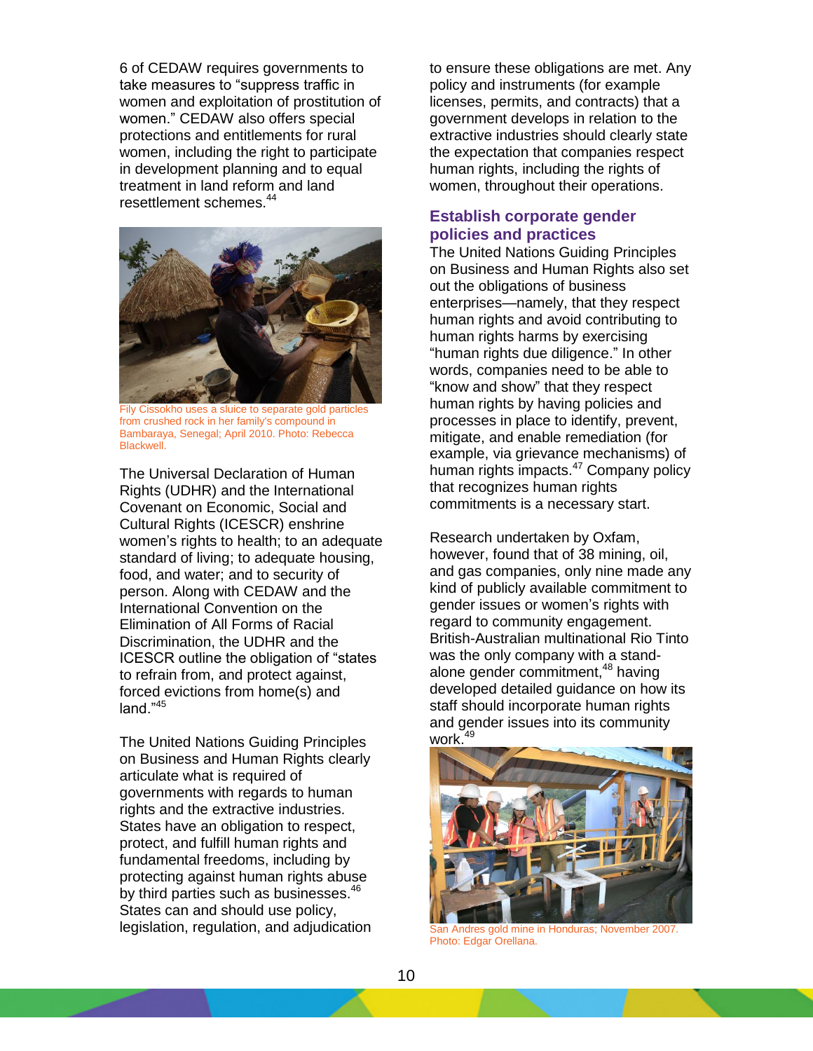6 of CEDAW requires governments to take measures to “suppress traffic in women and exploitation of prostitution of women.” CEDAW also offers special protections and entitlements for rural women, including the right to participate in development planning and to equal treatment in land reform and land resettlement schemes.[44]

Fily Cissokho uses a sluice to separate gold particles from crushed rock in her family's compound in Bambaraya, Senegal; April 2010. Photo: Rebecca Blackwell.

The Universal Declaration of Human Rights (UDHR) and the International Covenant on Economic, Social and Cultural Rights (ICESCR) enshrine women’s rights to health; to an adequate standard of living; to adequate housing, food, and water; and to security of person. Along with CEDAW and the International Convention on the Elimination of All Forms of Racial Discrimination, the UDHR and the ICESCR outline the obligation of “states to refrain from, and protect against, forced evictions from home(s) and land.”[45]

The United Nations Guiding Principles on Business and Human Rights clearly articulate what is required of governments with regards to human rights and the extractive industries. States have an obligation to respect, protect, and fulfill human rights and fundamental freedoms, including by protecting against human rights abuse by third parties such as businesses.[46] States can and should use policy, legislation, regulation, and adjudication to ensure these obligations are met. Any policy and instruments (for example licenses, permits, and contracts) that a government develops in relation to the extractive industries should clearly state the expectation that companies respect human rights, including the rights of women, throughout their operations.

## Establish corporate gender policies and practices

The United Nations Guiding Principles on Business and Human Rights also set out the obligations of business enterprises—namely, that they respect human rights and avoid contributing to human rights harms by exercising “human rights due diligence.” In other words, companies need to be able to “know and show” that they respect human rights by having policies and processes in place to identify, prevent, mitigate, and enable remediation (for example, via grievance mechanisms) of human rights impacts.[47] Company policy that recognizes human rights commitments is a necessary start.

Research undertaken by Oxfam, however, found that of 38 mining, oil, and gas companies, only nine made any kind of publicly available commitment to gender issues or women’s rights with regard to community engagement. British-Australian multinational Rio Tinto was the only company with a stand-alone gender commitment,[48] having developed detailed guidance on how its staff should incorporate human rights and gender issues into its community work.[49]

San Andres gold mine in Honduras; November 2007. Photo: Edgar Orellana.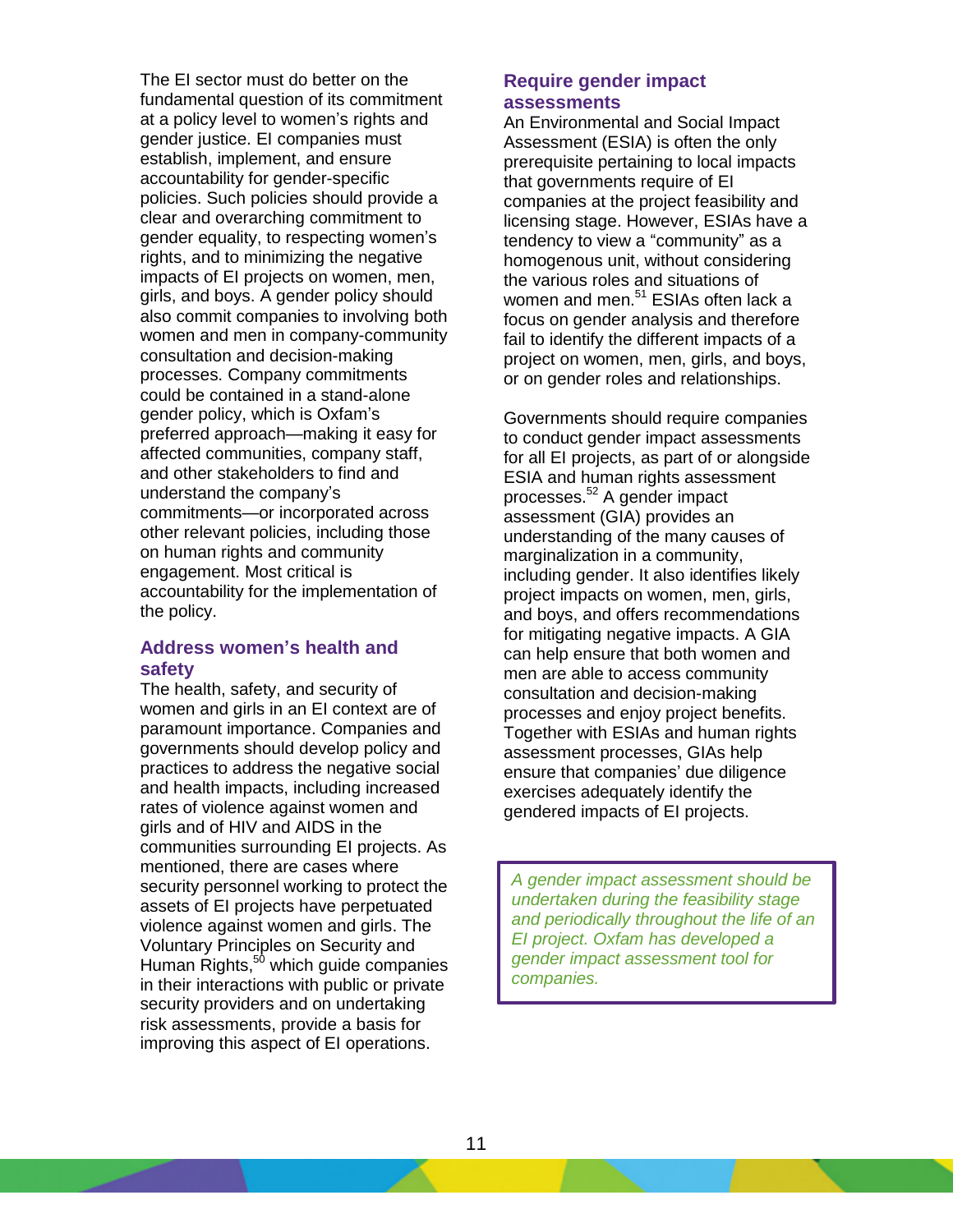The EI sector must do better on the fundamental question of its commitment at a policy level to women's rights and gender justice. EI companies must establish, implement, and ensure accountability for gender-specific policies. Such policies should provide a clear and overarching commitment to gender equality, to respecting women's rights, and to minimizing the negative impacts of EI projects on women, men, girls, and boys. A gender policy should also commit companies to involving both women and men in company-community consultation and decision-making processes. Company commitments could be contained in a stand-alone gender policy, which is Oxfam's preferred approach—making it easy for affected communities, company staff, and other stakeholders to find and understand the company's commitments—or incorporated across other relevant policies, including those on human rights and community engagement. Most critical is accountability for the implementation of the policy.

### Address women's health and safety

The health, safety, and security of women and girls in an EI context are of paramount importance. Companies and governments should develop policy and practices to address the negative social and health impacts, including increased rates of violence against women and girls and of HIV and AIDS in the communities surrounding EI projects. As mentioned, there are cases where security personnel working to protect the assets of EI projects have perpetuated violence against women and girls. The Voluntary Principles on Security and Human Rights,[50] which guide companies in their interactions with public or private security providers and on undertaking risk assessments, provide a basis for improving this aspect of EI operations.

### Require gender impact assessments

An Environmental and Social Impact Assessment (ESIA) is often the only prerequisite pertaining to local impacts that governments require of EI companies at the project feasibility and licensing stage. However, ESIAs have a tendency to view a "community" as a homogenous unit, without considering the various roles and situations of women and men.[51] ESIAs often lack a focus on gender analysis and therefore fail to identify the different impacts of a project on women, men, girls, and boys, or on gender roles and relationships.

Governments should require companies to conduct gender impact assessments for all EI projects, as part of or alongside ESIA and human rights assessment processes.[52] A gender impact assessment (GIA) provides an understanding of the many causes of marginalization in a community, including gender. It also identifies likely project impacts on women, men, girls, and boys, and offers recommendations for mitigating negative impacts. A GIA can help ensure that both women and men are able to access community consultation and decision-making processes and enjoy project benefits. Together with ESIAs and human rights assessment processes, GIAs help ensure that companies' due diligence exercises adequately identify the gendered impacts of EI projects.

> *A gender impact assessment should be undertaken during the feasibility stage and periodically throughout the life of an EI project. Oxfam has developed a gender impact assessment tool for companies.*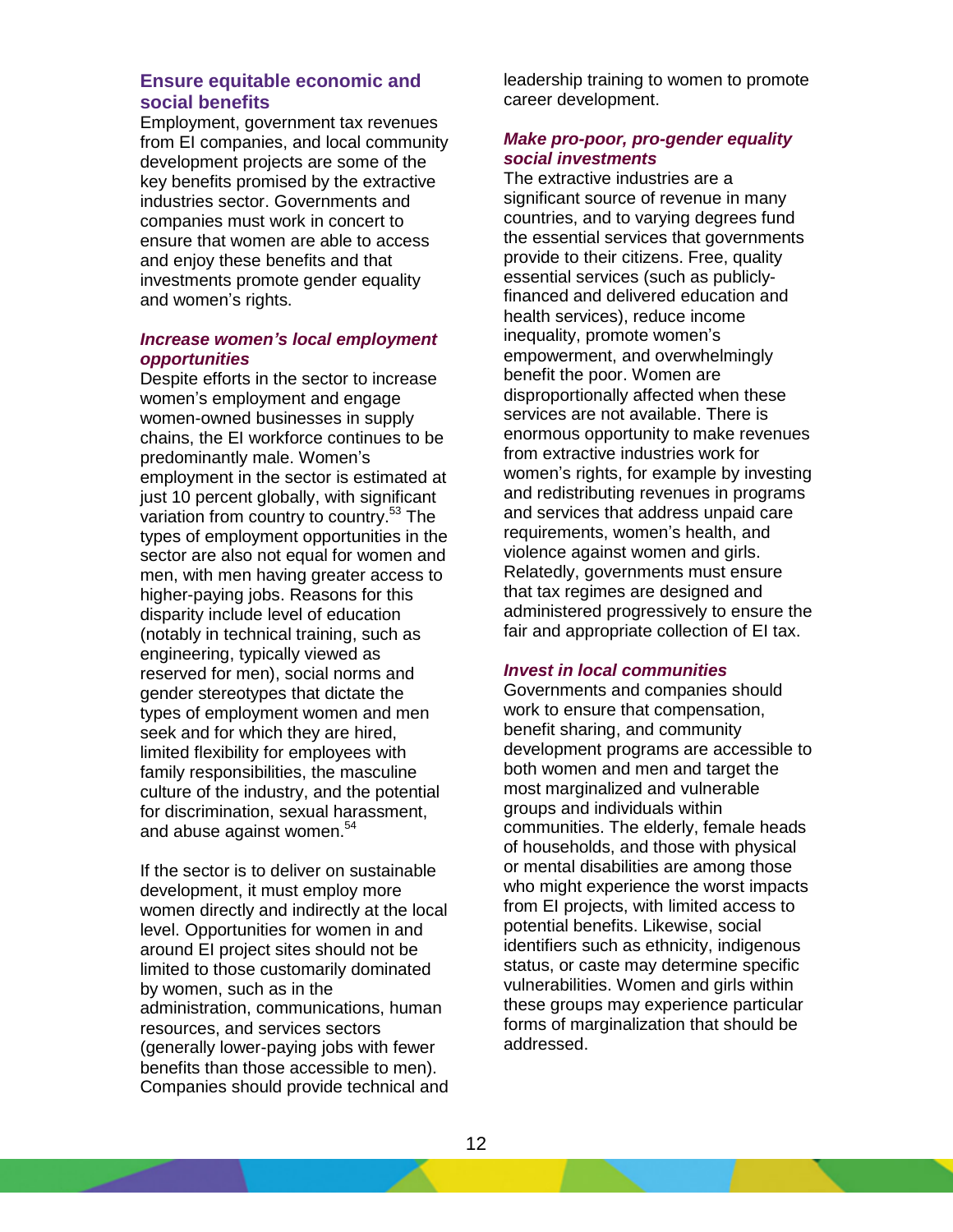## Ensure equitable economic and social benefits

Employment, government tax revenues from EI companies, and local community development projects are some of the key benefits promised by the extractive industries sector. Governments and companies must work in concert to ensure that women are able to access and enjoy these benefits and that investments promote gender equality and women's rights.

### *Increase women's local employment opportunities*

Despite efforts in the sector to increase women's employment and engage women-owned businesses in supply chains, the EI workforce continues to be predominantly male. Women's employment in the sector is estimated at just 10 percent globally, with significant variation from country to country.[53] The types of employment opportunities in the sector are also not equal for women and men, with men having greater access to higher-paying jobs. Reasons for this disparity include level of education (notably in technical training, such as engineering, typically viewed as reserved for men), social norms and gender stereotypes that dictate the types of employment women and men seek and for which they are hired, limited flexibility for employees with family responsibilities, the masculine culture of the industry, and the potential for discrimination, sexual harassment, and abuse against women.[54]

If the sector is to deliver on sustainable development, it must employ more women directly and indirectly at the local level. Opportunities for women in and around EI project sites should not be limited to those customarily dominated by women, such as in the administration, communications, human resources, and services sectors (generally lower-paying jobs with fewer benefits than those accessible to men). Companies should provide technical and leadership training to women to promote career development.

### *Make pro-poor, pro-gender equality social investments*

The extractive industries are a significant source of revenue in many countries, and to varying degrees fund the essential services that governments provide to their citizens. Free, quality essential services (such as publicly-financed and delivered education and health services), reduce income inequality, promote women's empowerment, and overwhelmingly benefit the poor. Women are disproportionally affected when these services are not available. There is enormous opportunity to make revenues from extractive industries work for women's rights, for example by investing and redistributing revenues in programs and services that address unpaid care requirements, women's health, and violence against women and girls. Relatedly, governments must ensure that tax regimes are designed and administered progressively to ensure the fair and appropriate collection of EI tax.

### *Invest in local communities*

Governments and companies should work to ensure that compensation, benefit sharing, and community development programs are accessible to both women and men and target the most marginalized and vulnerable groups and individuals within communities. The elderly, female heads of households, and those with physical or mental disabilities are among those who might experience the worst impacts from EI projects, with limited access to potential benefits. Likewise, social identifiers such as ethnicity, indigenous status, or caste may determine specific vulnerabilities. Women and girls within these groups may experience particular forms of marginalization that should be addressed.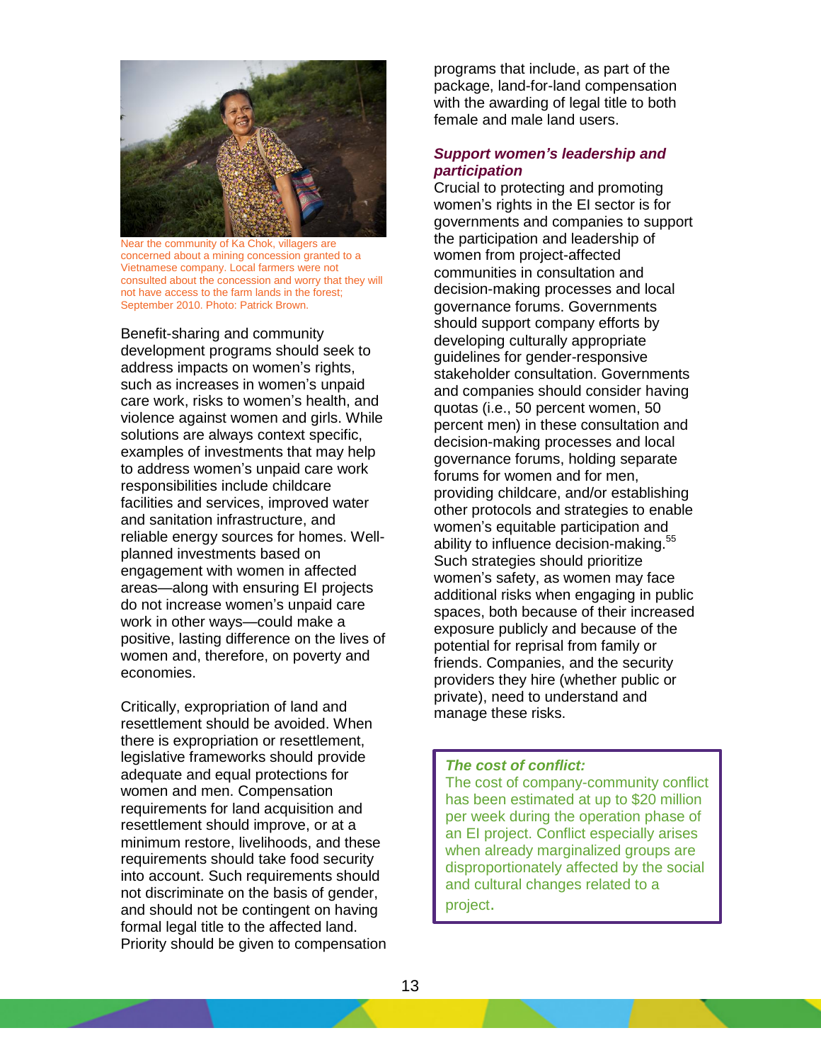Near the community of Ka Chok, villagers are concerned about a mining concession granted to a Vietnamese company. Local farmers were not consulted about the concession and worry that they will not have access to the farm lands in the forest; September 2010. Photo: Patrick Brown.

Benefit-sharing and community development programs should seek to address impacts on women's rights, such as increases in women's unpaid care work, risks to women's health, and violence against women and girls. While solutions are always context specific, examples of investments that may help to address women's unpaid care work responsibilities include childcare facilities and services, improved water and sanitation infrastructure, and reliable energy sources for homes. Well-planned investments based on engagement with women in affected areas—along with ensuring EI projects do not increase women's unpaid care work in other ways—could make a positive, lasting difference on the lives of women and, therefore, on poverty and economies.

Critically, expropriation of land and resettlement should be avoided. When there is expropriation or resettlement, legislative frameworks should provide adequate and equal protections for women and men. Compensation requirements for land acquisition and resettlement should improve, or at a minimum restore, livelihoods, and these requirements should take food security into account. Such requirements should not discriminate on the basis of gender, and should not be contingent on having formal legal title to the affected land. Priority should be given to compensation programs that include, as part of the package, land-for-land compensation with the awarding of legal title to both female and male land users.

***Support women's leadership and participation***

Crucial to protecting and promoting women's rights in the EI sector is for governments and companies to support the participation and leadership of women from project-affected communities in consultation and decision-making processes and local governance forums. Governments should support company efforts by developing culturally appropriate guidelines for gender-responsive stakeholder consultation. Governments and companies should consider having quotas (i.e., 50 percent women, 50 percent men) in these consultation and decision-making processes and local governance forums, holding separate forums for women and for men, providing childcare, and/or establishing other protocols and strategies to enable women's equitable participation and ability to influence decision-making.[55] Such strategies should prioritize women's safety, as women may face additional risks when engaging in public spaces, both because of their increased exposure publicly and because of the potential for reprisal from family or friends. Companies, and the security providers they hire (whether public or private), need to understand and manage these risks.

> ***The cost of conflict:***
> The cost of company-community conflict has been estimated at up to $20 million per week during the operation phase of an EI project. Conflict especially arises when already marginalized groups are disproportionately affected by the social and cultural changes related to a project.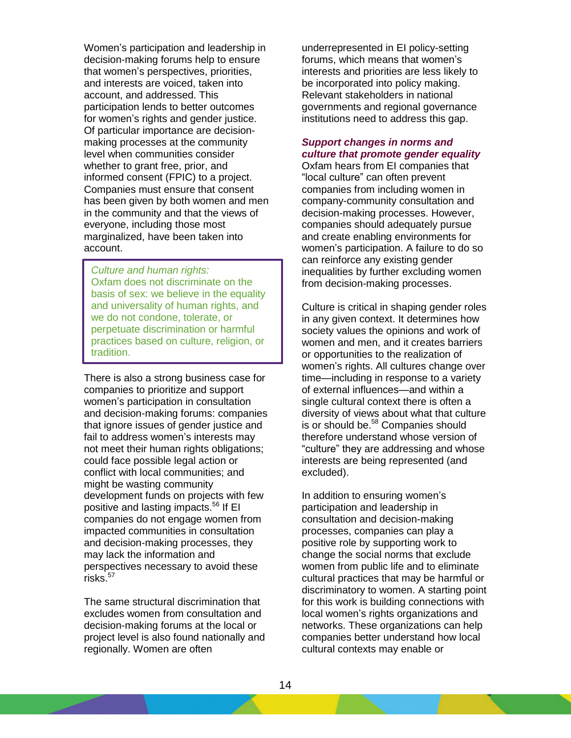Women's participation and leadership in decision-making forums help to ensure that women's perspectives, priorities, and interests are voiced, taken into account, and addressed. This participation lends to better outcomes for women's rights and gender justice. Of particular importance are decision-making processes at the community level when communities consider whether to grant free, prior, and informed consent (FPIC) to a project. Companies must ensure that consent has been given by both women and men in the community and that the views of everyone, including those most marginalized, have been taken into account.

> *Culture and human rights:*
> Oxfam does not discriminate on the basis of sex: we believe in the equality and universality of human rights, and we do not condone, tolerate, or perpetuate discrimination or harmful practices based on culture, religion, or tradition.

There is also a strong business case for companies to prioritize and support women's participation in consultation and decision-making forums: companies that ignore issues of gender justice and fail to address women's interests may not meet their human rights obligations; could face possible legal action or conflict with local communities; and might be wasting community development funds on projects with few positive and lasting impacts.[56] If EI companies do not engage women from impacted communities in consultation and decision-making processes, they may lack the information and perspectives necessary to avoid these risks.[57]

The same structural discrimination that excludes women from consultation and decision-making forums at the local or project level is also found nationally and regionally. Women are often underrepresented in EI policy-setting forums, which means that women's interests and priorities are less likely to be incorporated into policy making. Relevant stakeholders in national governments and regional governance institutions need to address this gap.

***Support changes in norms and culture that promote gender equality***

Oxfam hears from EI companies that "local culture" can often prevent companies from including women in company-community consultation and decision-making processes. However, companies should adequately pursue and create enabling environments for women's participation. A failure to do so can reinforce any existing gender inequalities by further excluding women from decision-making processes.

Culture is critical in shaping gender roles in any given context. It determines how society values the opinions and work of women and men, and it creates barriers or opportunities to the realization of women's rights. All cultures change over time—including in response to a variety of external influences—and within a single cultural context there is often a diversity of views about what that culture is or should be.[58] Companies should therefore understand whose version of "culture" they are addressing and whose interests are being represented (and excluded).

In addition to ensuring women's participation and leadership in consultation and decision-making processes, companies can play a positive role by supporting work to change the social norms that exclude women from public life and to eliminate cultural practices that may be harmful or discriminatory to women. A starting point for this work is building connections with local women's rights organizations and networks. These organizations can help companies better understand how local cultural contexts may enable or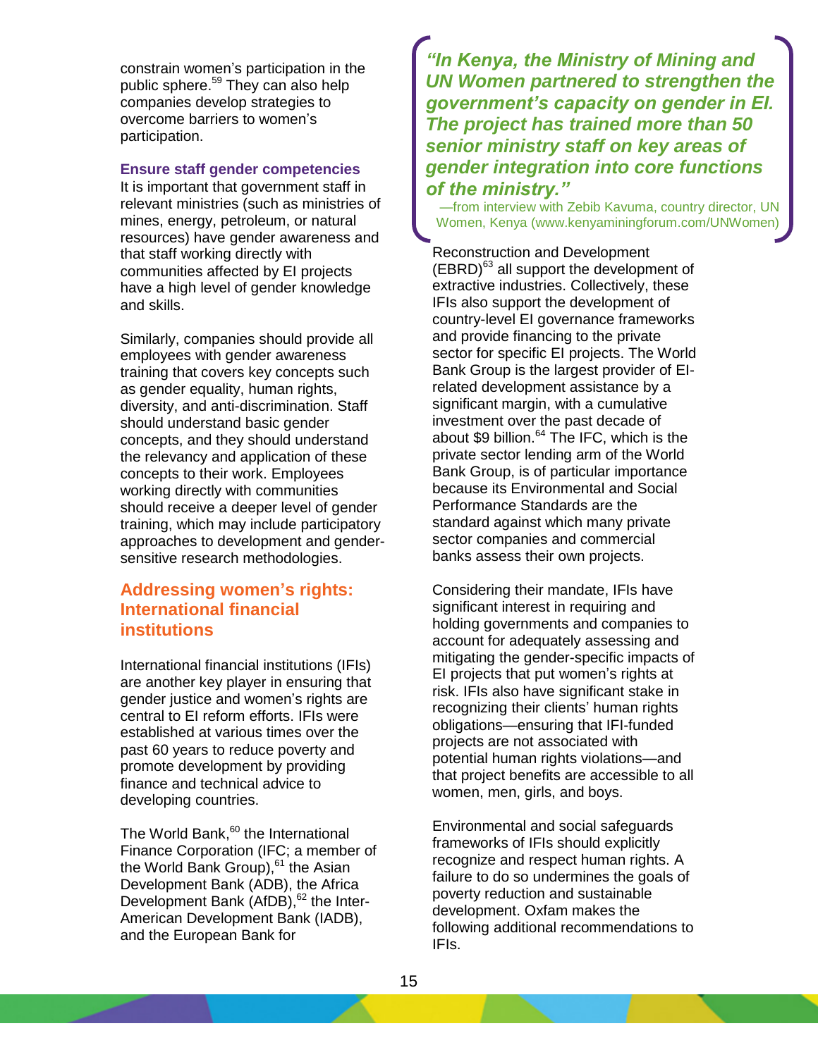constrain women's participation in the public sphere.[59] They can also help companies develop strategies to overcome barriers to women's participation.

### Ensure staff gender competencies

It is important that government staff in relevant ministries (such as ministries of mines, energy, petroleum, or natural resources) have gender awareness and that staff working directly with communities affected by EI projects have a high level of gender knowledge and skills.

Similarly, companies should provide all employees with gender awareness training that covers key concepts such as gender equality, human rights, diversity, and anti-discrimination. Staff should understand basic gender concepts, and they should understand the relevancy and application of these concepts to their work. Employees working directly with communities should receive a deeper level of gender training, which may include participatory approaches to development and gender-sensitive research methodologies.

## Addressing women's rights: International financial institutions

International financial institutions (IFIs) are another key player in ensuring that gender justice and women's rights are central to EI reform efforts. IFIs were established at various times over the past 60 years to reduce poverty and promote development by providing finance and technical advice to developing countries.

The World Bank,[60] the International Finance Corporation (IFC; a member of the World Bank Group),[61] the Asian Development Bank (ADB), the Africa Development Bank (AfDB),[62] the Inter-American Development Bank (IADB), and the European Bank for Reconstruction and Development (EBRD)[63] all support the development of extractive industries. Collectively, these IFIs also support the development of country-level EI governance frameworks and provide financing to the private sector for specific EI projects. The World Bank Group is the largest provider of EI-related development assistance by a significant margin, with a cumulative investment over the past decade of about $9 billion.[64] The IFC, which is the private sector lending arm of the World Bank Group, is of particular importance because its Environmental and Social Performance Standards are the standard against which many private sector companies and commercial banks assess their own projects.

> ***"In Kenya, the Ministry of Mining and UN Women partnered to strengthen the government's capacity on gender in EI. The project has trained more than 50 senior ministry staff on key areas of gender integration into core functions of the ministry."***
>
> —from interview with Zebib Kavuma, country director, UN Women, Kenya (www.kenyaminingforum.com/UNWomen)

Considering their mandate, IFIs have significant interest in requiring and holding governments and companies to account for adequately assessing and mitigating the gender-specific impacts of EI projects that put women's rights at risk. IFIs also have significant stake in recognizing their clients' human rights obligations—ensuring that IFI-funded projects are not associated with potential human rights violations—and that project benefits are accessible to all women, men, girls, and boys.

Environmental and social safeguards frameworks of IFIs should explicitly recognize and respect human rights. A failure to do so undermines the goals of poverty reduction and sustainable development. Oxfam makes the following additional recommendations to IFIs.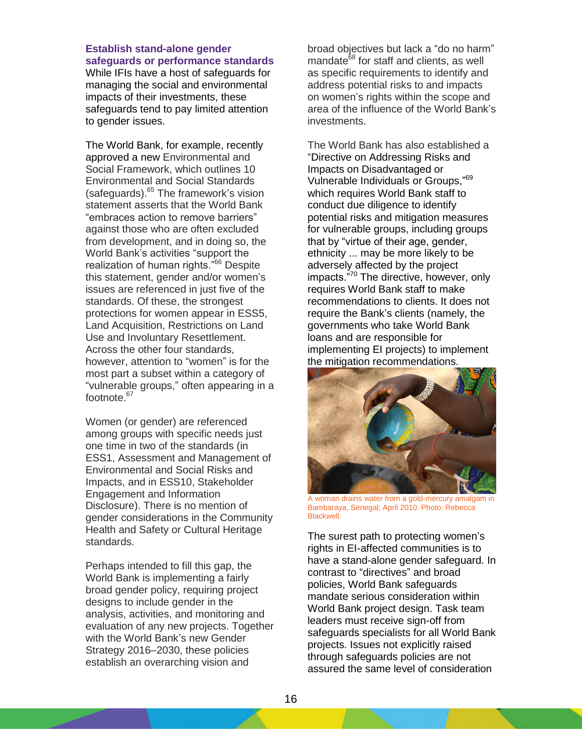### Establish stand-alone gender safeguards or performance standards

While IFIs have a host of safeguards for managing the social and environmental impacts of their investments, these safeguards tend to pay limited attention to gender issues.

The World Bank, for example, recently approved a new Environmental and Social Framework, which outlines 10 Environmental and Social Standards (safeguards).[65] The framework's vision statement asserts that the World Bank "embraces action to remove barriers" against those who are often excluded from development, and in doing so, the World Bank's activities "support the realization of human rights."[66] Despite this statement, gender and/or women's issues are referenced in just five of the standards. Of these, the strongest protections for women appear in ESS5, Land Acquisition, Restrictions on Land Use and Involuntary Resettlement. Across the other four standards, however, attention to "women" is for the most part a subset within a category of "vulnerable groups," often appearing in a footnote.[67]

Women (or gender) are referenced among groups with specific needs just one time in two of the standards (in ESS1, Assessment and Management of Environmental and Social Risks and Impacts, and in ESS10, Stakeholder Engagement and Information Disclosure). There is no mention of gender considerations in the Community Health and Safety or Cultural Heritage standards.

Perhaps intended to fill this gap, the World Bank is implementing a fairly broad gender policy, requiring project designs to include gender in the analysis, activities, and monitoring and evaluation of any new projects. Together with the World Bank's new Gender Strategy 2016–2030, these policies establish an overarching vision and broad objectives but lack a "do no harm" mandate[68] for staff and clients, as well as specific requirements to identify and address potential risks to and impacts on women's rights within the scope and area of the influence of the World Bank's investments.

The World Bank has also established a "Directive on Addressing Risks and Impacts on Disadvantaged or Vulnerable Individuals or Groups,"[69] which requires World Bank staff to conduct due diligence to identify potential risks and mitigation measures for vulnerable groups, including groups that by "virtue of their age, gender, ethnicity ... may be more likely to be adversely affected by the project impacts."[70] The directive, however, only requires World Bank staff to make recommendations to clients. It does not require the Bank's clients (namely, the governments who take World Bank loans and are responsible for implementing EI projects) to implement the mitigation recommendations.

A woman drains water from a gold-mercury amalgam in Bambaraya, Senegal; April 2010. Photo: Rebecca Blackwell.

The surest path to protecting women's rights in EI-affected communities is to have a stand-alone gender safeguard. In contrast to "directives" and broad policies, World Bank safeguards mandate serious consideration within World Bank project design. Task team leaders must receive sign-off from safeguards specialists for all World Bank projects. Issues not explicitly raised through safeguards policies are not assured the same level of consideration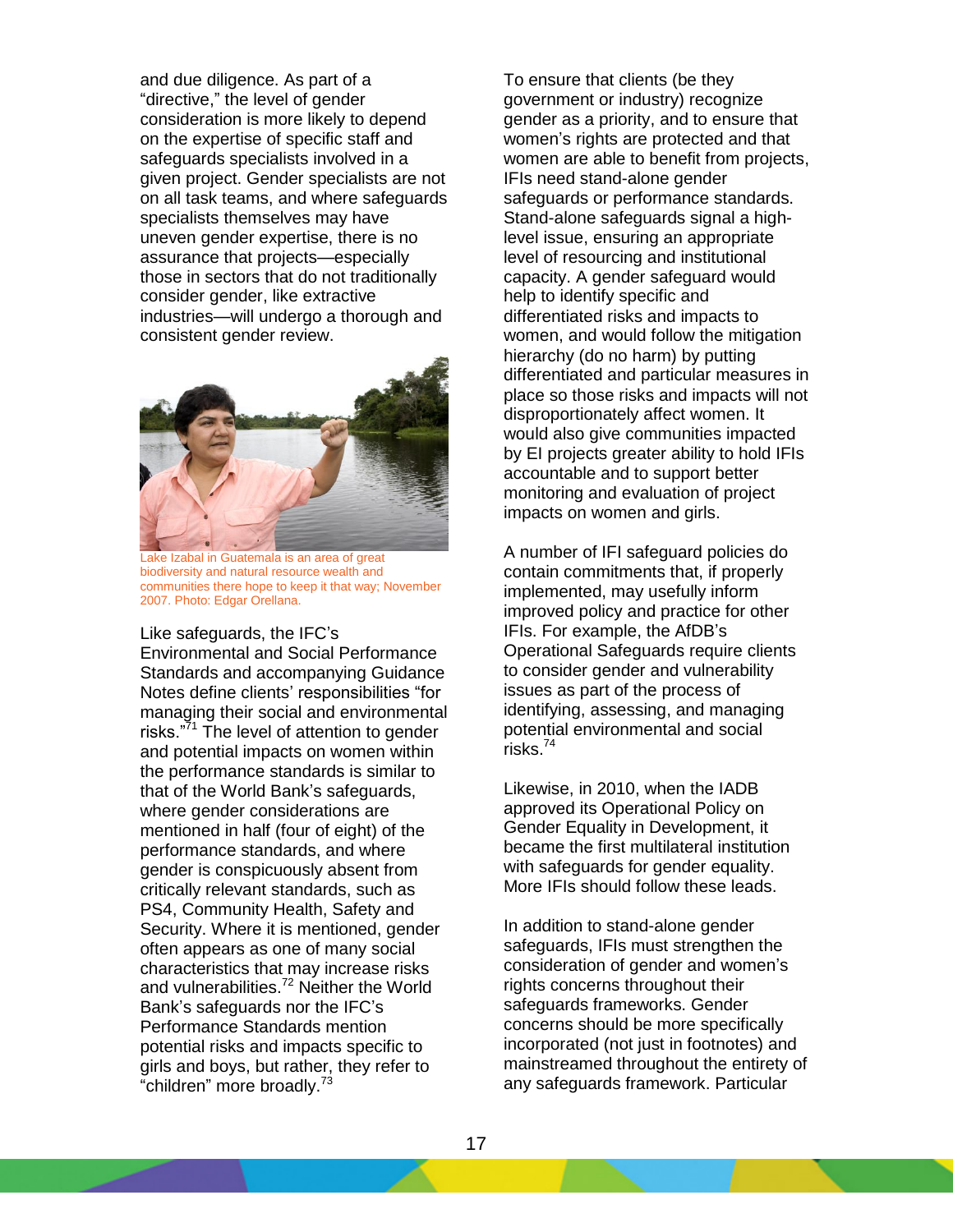and due diligence. As part of a "directive," the level of gender consideration is more likely to depend on the expertise of specific staff and safeguards specialists involved in a given project. Gender specialists are not on all task teams, and where safeguards specialists themselves may have uneven gender expertise, there is no assurance that projects—especially those in sectors that do not traditionally consider gender, like extractive industries—will undergo a thorough and consistent gender review.

Lake Izabal in Guatemala is an area of great biodiversity and natural resource wealth and communities there hope to keep it that way; November 2007. Photo: Edgar Orellana.

Like safeguards, the IFC's Environmental and Social Performance Standards and accompanying Guidance Notes define clients' responsibilities "for managing their social and environmental risks."[71] The level of attention to gender and potential impacts on women within the performance standards is similar to that of the World Bank's safeguards, where gender considerations are mentioned in half (four of eight) of the performance standards, and where gender is conspicuously absent from critically relevant standards, such as PS4, Community Health, Safety and Security. Where it is mentioned, gender often appears as one of many social characteristics that may increase risks and vulnerabilities.[72] Neither the World Bank's safeguards nor the IFC's Performance Standards mention potential risks and impacts specific to girls and boys, but rather, they refer to "children" more broadly.[73]

To ensure that clients (be they government or industry) recognize gender as a priority, and to ensure that women's rights are protected and that women are able to benefit from projects, IFIs need stand-alone gender safeguards or performance standards. Stand-alone safeguards signal a high-level issue, ensuring an appropriate level of resourcing and institutional capacity. A gender safeguard would help to identify specific and differentiated risks and impacts to women, and would follow the mitigation hierarchy (do no harm) by putting differentiated and particular measures in place so those risks and impacts will not disproportionately affect women. It would also give communities impacted by EI projects greater ability to hold IFIs accountable and to support better monitoring and evaluation of project impacts on women and girls.

A number of IFI safeguard policies do contain commitments that, if properly implemented, may usefully inform improved policy and practice for other IFIs. For example, the AfDB's Operational Safeguards require clients to consider gender and vulnerability issues as part of the process of identifying, assessing, and managing potential environmental and social risks.[74]

Likewise, in 2010, when the IADB approved its Operational Policy on Gender Equality in Development, it became the first multilateral institution with safeguards for gender equality. More IFIs should follow these leads.

In addition to stand-alone gender safeguards, IFIs must strengthen the consideration of gender and women's rights concerns throughout their safeguards frameworks. Gender concerns should be more specifically incorporated (not just in footnotes) and mainstreamed throughout the entirety of any safeguards framework. Particular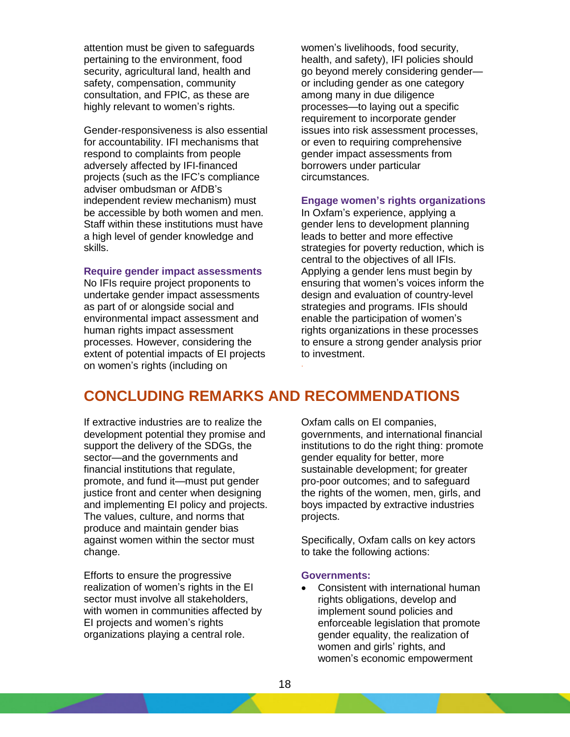attention must be given to safeguards pertaining to the environment, food security, agricultural land, health and safety, compensation, community consultation, and FPIC, as these are highly relevant to women's rights.

Gender-responsiveness is also essential for accountability. IFI mechanisms that respond to complaints from people adversely affected by IFI-financed projects (such as the IFC's compliance adviser ombudsman or AfDB's independent review mechanism) must be accessible by both women and men. Staff within these institutions must have a high level of gender knowledge and skills.

### Require gender impact assessments

No IFIs require project proponents to undertake gender impact assessments as part of or alongside social and environmental impact assessment and human rights impact assessment processes. However, considering the extent of potential impacts of EI projects on women's rights (including on women's livelihoods, food security, health, and safety), IFI policies should go beyond merely considering gender—or including gender as one category among many in due diligence processes—to laying out a specific requirement to incorporate gender issues into risk assessment processes, or even to requiring comprehensive gender impact assessments from borrowers under particular circumstances.

### Engage women's rights organizations

In Oxfam's experience, applying a gender lens to development planning leads to better and more effective strategies for poverty reduction, which is central to the objectives of all IFIs. Applying a gender lens must begin by ensuring that women's voices inform the design and evaluation of country-level strategies and programs. IFIs should enable the participation of women's rights organizations in these processes to ensure a strong gender analysis prior to investment.

## CONCLUDING REMARKS AND RECOMMENDATIONS

If extractive industries are to realize the development potential they promise and support the delivery of the SDGs, the sector—and the governments and financial institutions that regulate, promote, and fund it—must put gender justice front and center when designing and implementing EI policy and projects. The values, culture, and norms that produce and maintain gender bias against women within the sector must change.

Efforts to ensure the progressive realization of women's rights in the EI sector must involve all stakeholders, with women in communities affected by EI projects and women's rights organizations playing a central role.

Oxfam calls on EI companies, governments, and international financial institutions to do the right thing: promote gender equality for better, more sustainable development; for greater pro-poor outcomes; and to safeguard the rights of the women, men, girls, and boys impacted by extractive industries projects.

Specifically, Oxfam calls on key actors to take the following actions:

### Governments:

- Consistent with international human rights obligations, develop and implement sound policies and enforceable legislation that promote gender equality, the realization of women and girls' rights, and women's economic empowerment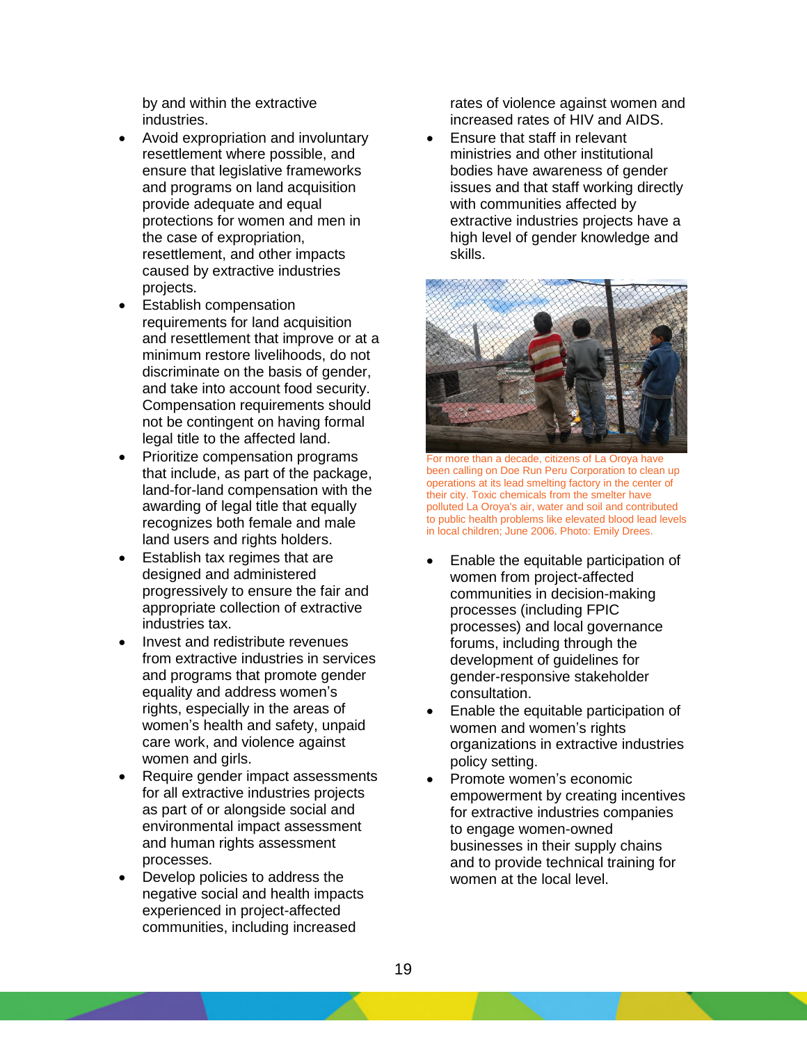by and within the extractive industries.

- Avoid expropriation and involuntary resettlement where possible, and ensure that legislative frameworks and programs on land acquisition provide adequate and equal protections for women and men in the case of expropriation, resettlement, and other impacts caused by extractive industries projects.
- Establish compensation requirements for land acquisition and resettlement that improve or at a minimum restore livelihoods, do not discriminate on the basis of gender, and take into account food security. Compensation requirements should not be contingent on having formal legal title to the affected land.
- Prioritize compensation programs that include, as part of the package, land-for-land compensation with the awarding of legal title that equally recognizes both female and male land users and rights holders.
- Establish tax regimes that are designed and administered progressively to ensure the fair and appropriate collection of extractive industries tax.
- Invest and redistribute revenues from extractive industries in services and programs that promote gender equality and address women's rights, especially in the areas of women's health and safety, unpaid care work, and violence against women and girls.
- Require gender impact assessments for all extractive industries projects as part of or alongside social and environmental impact assessment and human rights assessment processes.
- Develop policies to address the negative social and health impacts experienced in project-affected communities, including increased rates of violence against women and increased rates of HIV and AIDS.
- Ensure that staff in relevant ministries and other institutional bodies have awareness of gender issues and that staff working directly with communities affected by extractive industries projects have a high level of gender knowledge and skills.

For more than a decade, citizens of La Oroya have been calling on Doe Run Peru Corporation to clean up operations at its lead smelting factory in the center of their city. Toxic chemicals from the smelter have polluted La Oroya's air, water and soil and contributed to public health problems like elevated blood lead levels in local children; June 2006. Photo: Emily Drees.

- Enable the equitable participation of women from project-affected communities in decision-making processes (including FPIC processes) and local governance forums, including through the development of guidelines for gender-responsive stakeholder consultation.
- Enable the equitable participation of women and women's rights organizations in extractive industries policy setting.
- Promote women's economic empowerment by creating incentives for extractive industries companies to engage women-owned businesses in their supply chains and to provide technical training for women at the local level.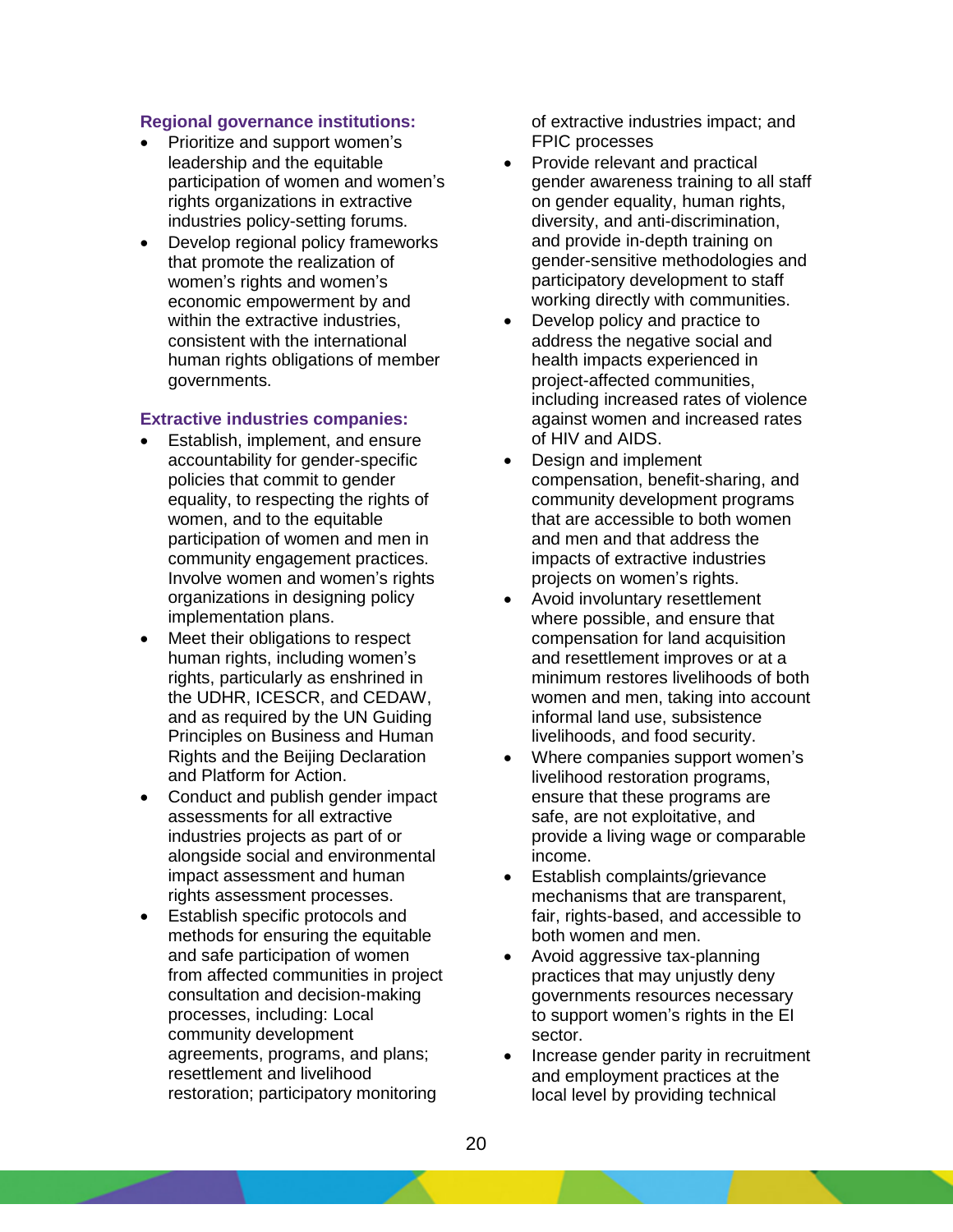**Regional governance institutions:**

- Prioritize and support women's leadership and the equitable participation of women and women's rights organizations in extractive industries policy-setting forums.
- Develop regional policy frameworks that promote the realization of women's rights and women's economic empowerment by and within the extractive industries, consistent with the international human rights obligations of member governments.

**Extractive industries companies:**

- Establish, implement, and ensure accountability for gender-specific policies that commit to gender equality, to respecting the rights of women, and to the equitable participation of women and men in community engagement practices. Involve women and women's rights organizations in designing policy implementation plans.
- Meet their obligations to respect human rights, including women's rights, particularly as enshrined in the UDHR, ICESCR, and CEDAW, and as required by the UN Guiding Principles on Business and Human Rights and the Beijing Declaration and Platform for Action.
- Conduct and publish gender impact assessments for all extractive industries projects as part of or alongside social and environmental impact assessment and human rights assessment processes.
- Establish specific protocols and methods for ensuring the equitable and safe participation of women from affected communities in project consultation and decision-making processes, including: Local community development agreements, programs, and plans; resettlement and livelihood restoration; participatory monitoring of extractive industries impact; and FPIC processes
- Provide relevant and practical gender awareness training to all staff on gender equality, human rights, diversity, and anti-discrimination, and provide in-depth training on gender-sensitive methodologies and participatory development to staff working directly with communities.
- Develop policy and practice to address the negative social and health impacts experienced in project-affected communities, including increased rates of violence against women and increased rates of HIV and AIDS.
- Design and implement compensation, benefit-sharing, and community development programs that are accessible to both women and men and that address the impacts of extractive industries projects on women's rights.
- Avoid involuntary resettlement where possible, and ensure that compensation for land acquisition and resettlement improves or at a minimum restores livelihoods of both women and men, taking into account informal land use, subsistence livelihoods, and food security.
- Where companies support women's livelihood restoration programs, ensure that these programs are safe, are not exploitative, and provide a living wage or comparable income.
- Establish complaints/grievance mechanisms that are transparent, fair, rights-based, and accessible to both women and men.
- Avoid aggressive tax-planning practices that may unjustly deny governments resources necessary to support women's rights in the EI sector.
- Increase gender parity in recruitment and employment practices at the local level by providing technical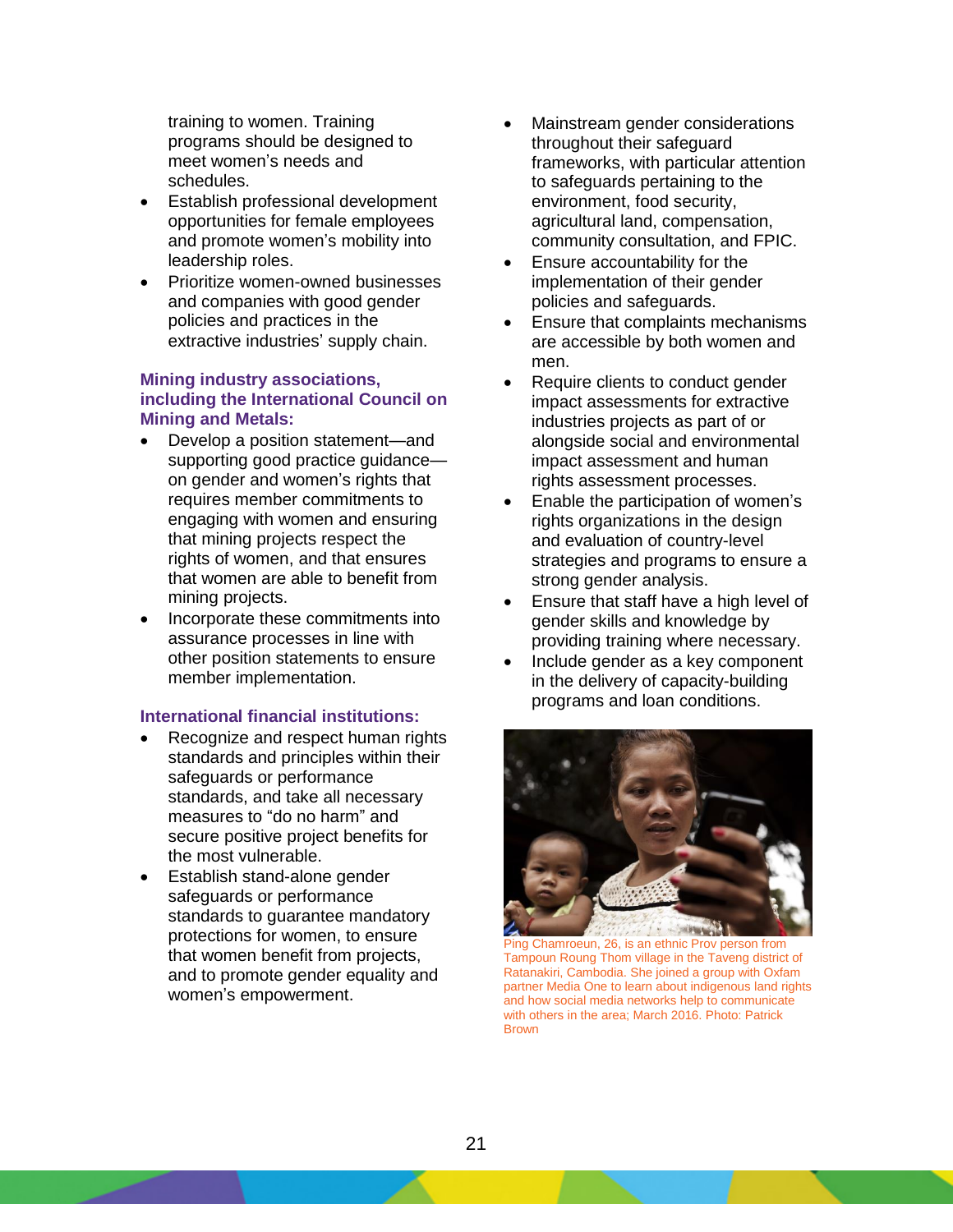training to women. Training programs should be designed to meet women's needs and schedules.

- Establish professional development opportunities for female employees and promote women's mobility into leadership roles.
- Prioritize women-owned businesses and companies with good gender policies and practices in the extractive industries' supply chain.

**Mining industry associations, including the International Council on Mining and Metals:**

- Develop a position statement—and supporting good practice guidance—on gender and women's rights that requires member commitments to engaging with women and ensuring that mining projects respect the rights of women, and that ensures that women are able to benefit from mining projects.
- Incorporate these commitments into assurance processes in line with other position statements to ensure member implementation.

**International financial institutions:**

- Recognize and respect human rights standards and principles within their safeguards or performance standards, and take all necessary measures to "do no harm" and secure positive project benefits for the most vulnerable.
- Establish stand-alone gender safeguards or performance standards to guarantee mandatory protections for women, to ensure that women benefit from projects, and to promote gender equality and women's empowerment.
- Mainstream gender considerations throughout their safeguard frameworks, with particular attention to safeguards pertaining to the environment, food security, agricultural land, compensation, community consultation, and FPIC.
- Ensure accountability for the implementation of their gender policies and safeguards.
- Ensure that complaints mechanisms are accessible by both women and men.
- Require clients to conduct gender impact assessments for extractive industries projects as part of or alongside social and environmental impact assessment and human rights assessment processes.
- Enable the participation of women's rights organizations in the design and evaluation of country-level strategies and programs to ensure a strong gender analysis.
- Ensure that staff have a high level of gender skills and knowledge by providing training where necessary.
- Include gender as a key component in the delivery of capacity-building programs and loan conditions.

Ping Chamroeun, 26, is an ethnic Prov person from Tampoun Roung Thom village in the Taveng district of Ratanakiri, Cambodia. She joined a group with Oxfam partner Media One to learn about indigenous land rights and how social media networks help to communicate with others in the area; March 2016. Photo: Patrick Brown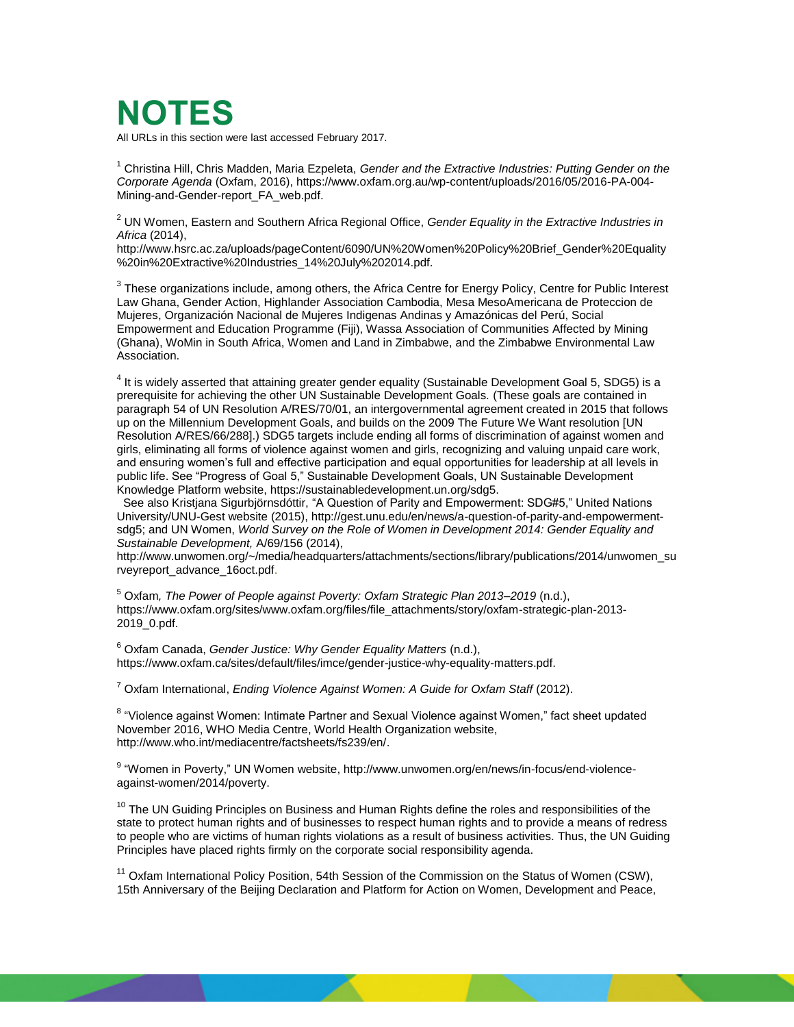# NOTES

All URLs in this section were last accessed February 2017.

[1] Christina Hill, Chris Madden, Maria Ezpeleta, *Gender and the Extractive Industries: Putting Gender on the Corporate Agenda* (Oxfam, 2016), https://www.oxfam.org.au/wp-content/uploads/2016/05/2016-PA-004-Mining-and-Gender-report_FA_web.pdf.

[2] UN Women, Eastern and Southern Africa Regional Office, *Gender Equality in the Extractive Industries in Africa* (2014), http://www.hsrc.ac.za/uploads/pageContent/6090/UN%20Women%20Policy%20Brief_Gender%20Equality%20in%20Extractive%20Industries_14%20July%202014.pdf.

[3] These organizations include, among others, the Africa Centre for Energy Policy, Centre for Public Interest Law Ghana, Gender Action, Highlander Association Cambodia, Mesa MesoAmericana de Proteccion de Mujeres, Organización Nacional de Mujeres Indigenas Andinas y Amazónicas del Perú, Social Empowerment and Education Programme (Fiji), Wassa Association of Communities Affected by Mining (Ghana), WoMin in South Africa, Women and Land in Zimbabwe, and the Zimbabwe Environmental Law Association.

[4] It is widely asserted that attaining greater gender equality (Sustainable Development Goal 5, SDG5) is a prerequisite for achieving the other UN Sustainable Development Goals. (These goals are contained in paragraph 54 of UN Resolution A/RES/70/01, an intergovernmental agreement created in 2015 that follows up on the Millennium Development Goals, and builds on the 2009 The Future We Want resolution [UN Resolution A/RES/66/288].) SDG5 targets include ending all forms of discrimination of against women and girls, eliminating all forms of violence against women and girls, recognizing and valuing unpaid care work, and ensuring women's full and effective participation and equal opportunities for leadership at all levels in public life. See "Progress of Goal 5," Sustainable Development Goals, UN Sustainable Development Knowledge Platform website, https://sustainabledevelopment.un.org/sdg5.

See also Kristjana Sigurbjörnsdóttir, "A Question of Parity and Empowerment: SDG#5," United Nations University/UNU-Gest website (2015), http://gest.unu.edu/en/news/a-question-of-parity-and-empowerment-sdg5; and UN Women, *World Survey on the Role of Women in Development 2014: Gender Equality and Sustainable Development,* A/69/156 (2014), http://www.unwomen.org/~/media/headquarters/attachments/sections/library/publications/2014/unwomen_surveyreport_advance_16oct.pdf.

[5] Oxfam*, The Power of People against Poverty: Oxfam Strategic Plan 2013–2019* (n.d.), https://www.oxfam.org/sites/www.oxfam.org/files/file_attachments/story/oxfam-strategic-plan-2013-2019_0.pdf.

[6] Oxfam Canada, *Gender Justice: Why Gender Equality Matters* (n.d.), https://www.oxfam.ca/sites/default/files/imce/gender-justice-why-equality-matters.pdf.

[7] Oxfam International, *Ending Violence Against Women: A Guide for Oxfam Staff* (2012).

[8] "Violence against Women: Intimate Partner and Sexual Violence against Women," fact sheet updated November 2016, WHO Media Centre, World Health Organization website, http://www.who.int/mediacentre/factsheets/fs239/en/.

[9] "Women in Poverty," UN Women website, http://www.unwomen.org/en/news/in-focus/end-violence-against-women/2014/poverty.

[10] The UN Guiding Principles on Business and Human Rights define the roles and responsibilities of the state to protect human rights and of businesses to respect human rights and to provide a means of redress to people who are victims of human rights violations as a result of business activities. Thus, the UN Guiding Principles have placed rights firmly on the corporate social responsibility agenda.

[11] Oxfam International Policy Position, 54th Session of the Commission on the Status of Women (CSW), 15th Anniversary of the Beijing Declaration and Platform for Action on Women, Development and Peace,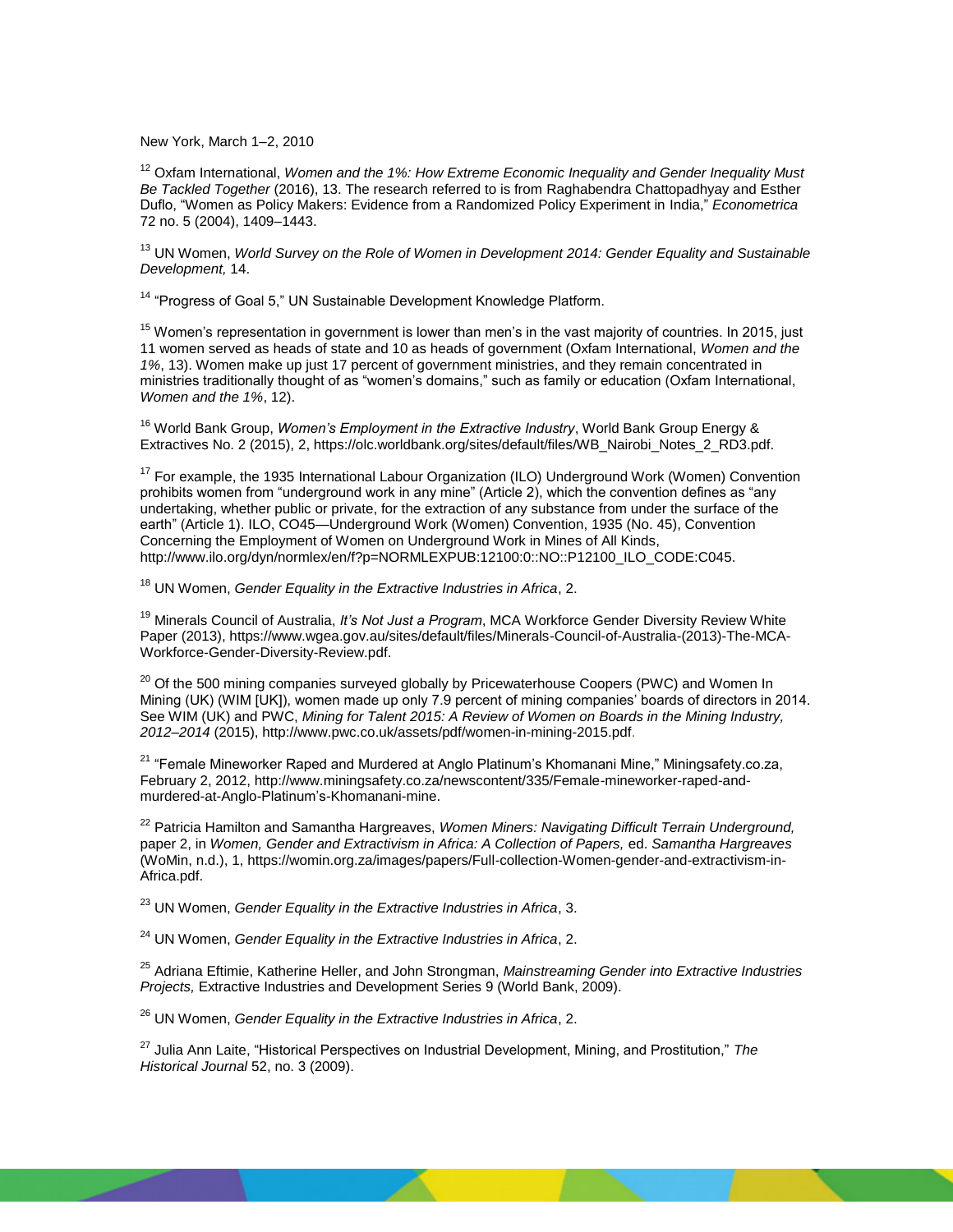New York, March 1–2, 2010

[12] Oxfam International, *Women and the 1%: How Extreme Economic Inequality and Gender Inequality Must Be Tackled Together* (2016), 13. The research referred to is from Raghabendra Chattopadhyay and Esther Duflo, "Women as Policy Makers: Evidence from a Randomized Policy Experiment in India," *Econometrica* 72 no. 5 (2004), 1409–1443.

[13] UN Women, *World Survey on the Role of Women in Development 2014: Gender Equality and Sustainable Development,* 14.

[14] "Progress of Goal 5," UN Sustainable Development Knowledge Platform.

[15] Women's representation in government is lower than men's in the vast majority of countries. In 2015, just 11 women served as heads of state and 10 as heads of government (Oxfam International, *Women and the 1%*, 13). Women make up just 17 percent of government ministries, and they remain concentrated in ministries traditionally thought of as "women's domains," such as family or education (Oxfam International, *Women and the 1%*, 12).

[16] World Bank Group, *Women's Employment in the Extractive Industry*, World Bank Group Energy & Extractives No. 2 (2015), 2, https://olc.worldbank.org/sites/default/files/WB_Nairobi_Notes_2_RD3.pdf.

[17] For example, the 1935 International Labour Organization (ILO) Underground Work (Women) Convention prohibits women from "underground work in any mine" (Article 2), which the convention defines as "any undertaking, whether public or private, for the extraction of any substance from under the surface of the earth" (Article 1). ILO, CO45—Underground Work (Women) Convention, 1935 (No. 45), Convention Concerning the Employment of Women on Underground Work in Mines of All Kinds, http://www.ilo.org/dyn/normlex/en/f?p=NORMLEXPUB:12100:0::NO::P12100_ILO_CODE:C045.

[18] UN Women, *Gender Equality in the Extractive Industries in Africa*, 2.

[19] Minerals Council of Australia, *It's Not Just a Program*, MCA Workforce Gender Diversity Review White Paper (2013), https://www.wgea.gov.au/sites/default/files/Minerals-Council-of-Australia-(2013)-The-MCA-Workforce-Gender-Diversity-Review.pdf.

[20] Of the 500 mining companies surveyed globally by Pricewaterhouse Coopers (PWC) and Women In Mining (UK) (WIM [UK]), women made up only 7.9 percent of mining companies' boards of directors in 2014. See WIM (UK) and PWC, *Mining for Talent 2015: A Review of Women on Boards in the Mining Industry, 2012–2014* (2015), http://www.pwc.co.uk/assets/pdf/women-in-mining-2015.pdf.

[21] "Female Mineworker Raped and Murdered at Anglo Platinum's Khomanani Mine," Miningsafety.co.za, February 2, 2012, http://www.miningsafety.co.za/newscontent/335/Female-mineworker-raped-and-murdered-at-Anglo-Platinum's-Khomanani-mine.

[22] Patricia Hamilton and Samantha Hargreaves, *Women Miners: Navigating Difficult Terrain Underground,* paper 2, in *Women, Gender and Extractivism in Africa: A Collection of Papers,* ed. *Samantha Hargreaves* (WoMin, n.d.), 1, https://womin.org.za/images/papers/Full-collection-Women-gender-and-extractivism-in-Africa.pdf.

[23] UN Women, *Gender Equality in the Extractive Industries in Africa*, 3.

[24] UN Women, *Gender Equality in the Extractive Industries in Africa*, 2.

[25] Adriana Eftimie, Katherine Heller, and John Strongman, *Mainstreaming Gender into Extractive Industries Projects,* Extractive Industries and Development Series 9 (World Bank, 2009).

[26] UN Women, *Gender Equality in the Extractive Industries in Africa*, 2.

[27] Julia Ann Laite, "Historical Perspectives on Industrial Development, Mining, and Prostitution," *The Historical Journal* 52, no. 3 (2009).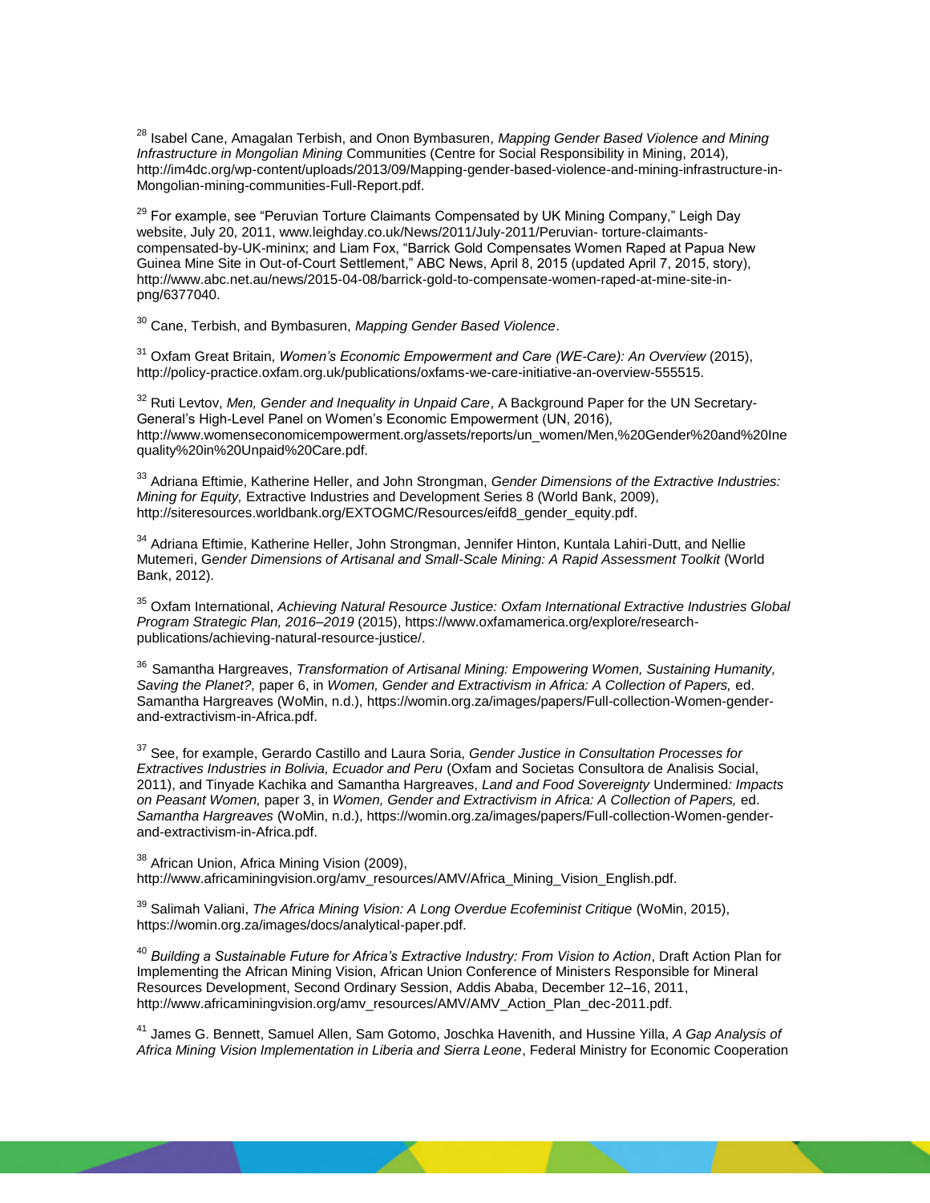[28] Isabel Cane, Amagalan Terbish, and Onon Bymbasuren, *Mapping Gender Based Violence and Mining Infrastructure in Mongolian Mining* Communities (Centre for Social Responsibility in Mining, 2014), http://im4dc.org/wp-content/uploads/2013/09/Mapping-gender-based-violence-and-mining-infrastructure-in-Mongolian-mining-communities-Full-Report.pdf.

[29] For example, see "Peruvian Torture Claimants Compensated by UK Mining Company," Leigh Day website, July 20, 2011, www.leighday.co.uk/News/2011/July-2011/Peruvian- torture-claimants-compensated-by-UK-mininx; and Liam Fox, "Barrick Gold Compensates Women Raped at Papua New Guinea Mine Site in Out-of-Court Settlement," ABC News, April 8, 2015 (updated April 7, 2015, story), http://www.abc.net.au/news/2015-04-08/barrick-gold-to-compensate-women-raped-at-mine-site-in-png/6377040.

[30] Cane, Terbish, and Bymbasuren, *Mapping Gender Based Violence*.

[31] Oxfam Great Britain, *Women's Economic Empowerment and Care (WE-Care): An Overview* (2015), http://policy-practice.oxfam.org.uk/publications/oxfams-we-care-initiative-an-overview-555515.

[32] Ruti Levtov, *Men, Gender and Inequality in Unpaid Care*, A Background Paper for the UN Secretary-General's High-Level Panel on Women's Economic Empowerment (UN, 2016), http://www.womenseconomicempowerment.org/assets/reports/un_women/Men,%20Gender%20and%20Inequality%20in%20Unpaid%20Care.pdf.

[33] Adriana Eftimie, Katherine Heller, and John Strongman, *Gender Dimensions of the Extractive Industries: Mining for Equity,* Extractive Industries and Development Series 8 (World Bank, 2009), http://siteresources.worldbank.org/EXTOGMC/Resources/eifd8_gender_equity.pdf.

[34] Adriana Eftimie, Katherine Heller, John Strongman, Jennifer Hinton, Kuntala Lahiri-Dutt, and Nellie Mutemeri, G*ender Dimensions of Artisanal and Small-Scale Mining: A Rapid Assessment Toolkit* (World Bank, 2012).

[35] Oxfam International, *Achieving Natural Resource Justice: Oxfam International Extractive Industries Global Program Strategic Plan, 2016–2019* (2015), https://www.oxfamamerica.org/explore/research-publications/achieving-natural-resource-justice/.

[36] Samantha Hargreaves, *Transformation of Artisanal Mining: Empowering Women, Sustaining Humanity, Saving the Planet?,* paper 6, in *Women, Gender and Extractivism in Africa: A Collection of Papers,* ed. Samantha Hargreaves (WoMin, n.d.), https://womin.org.za/images/papers/Full-collection-Women-gender-and-extractivism-in-Africa.pdf.

[37] See, for example, Gerardo Castillo and Laura Soria, *Gender Justice in Consultation Processes for Extractives Industries in Bolivia, Ecuador and Peru* (Oxfam and Societas Consultora de Analisis Social, 2011), and Tinyade Kachika and Samantha Hargreaves, *Land and Food Sovereignty* Undermined*: Impacts on Peasant Women,* paper 3, in *Women, Gender and Extractivism in Africa: A Collection of Papers,* ed. *Samantha Hargreaves* (WoMin, n.d.), https://womin.org.za/images/papers/Full-collection-Women-gender-and-extractivism-in-Africa.pdf.

[38] African Union, Africa Mining Vision (2009), http://www.africaminingvision.org/amv_resources/AMV/Africa_Mining_Vision_English.pdf.

[39] Salimah Valiani, *The Africa Mining Vision: A Long Overdue Ecofeminist Critique* (WoMin, 2015), https://womin.org.za/images/docs/analytical-paper.pdf.

[40] *Building a Sustainable Future for Africa's Extractive Industry: From Vision to Action*, Draft Action Plan for Implementing the African Mining Vision, African Union Conference of Ministers Responsible for Mineral Resources Development, Second Ordinary Session, Addis Ababa, December 12–16, 2011, http://www.africaminingvision.org/amv_resources/AMV/AMV_Action_Plan_dec-2011.pdf.

[41] James G. Bennett, Samuel Allen, Sam Gotomo, Joschka Havenith, and Hussine Yilla, *A Gap Analysis of Africa Mining Vision Implementation in Liberia and Sierra Leone*, Federal Ministry for Economic Cooperation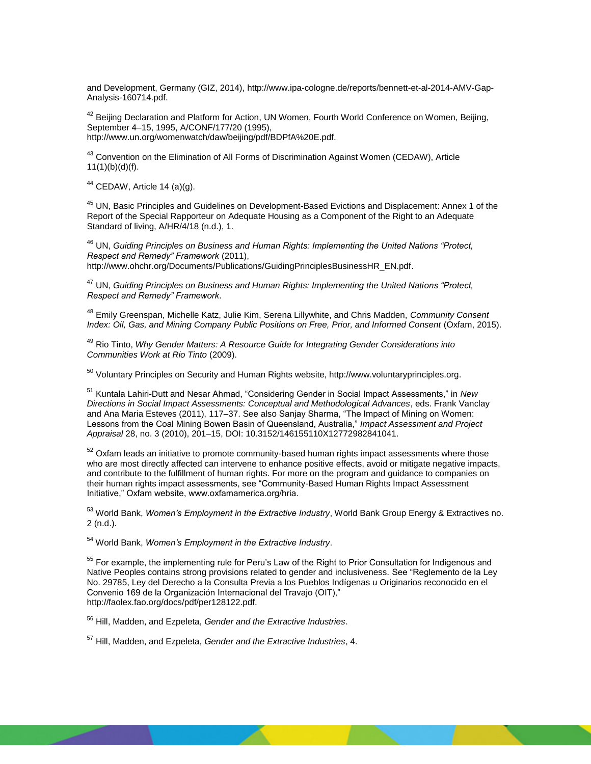and Development, Germany (GIZ, 2014), http://www.ipa-cologne.de/reports/bennett-et-al-2014-AMV-Gap-Analysis-160714.pdf.

[42] Beijing Declaration and Platform for Action, UN Women, Fourth World Conference on Women, Beijing, September 4–15, 1995, A/CONF/177/20 (1995), http://www.un.org/womenwatch/daw/beijing/pdf/BDPfA%20E.pdf.

[43] Convention on the Elimination of All Forms of Discrimination Against Women (CEDAW), Article 11(1)(b)(d)(f).

[44] CEDAW, Article 14 (a)(g).

[45] UN, Basic Principles and Guidelines on Development-Based Evictions and Displacement: Annex 1 of the Report of the Special Rapporteur on Adequate Housing as a Component of the Right to an Adequate Standard of living, A/HR/4/18 (n.d.), 1.

[46] UN, *Guiding Principles on Business and Human Rights: Implementing the United Nations "Protect, Respect and Remedy" Framework* (2011), http://www.ohchr.org/Documents/Publications/GuidingPrinciplesBusinessHR_EN.pdf.

[47] UN, *Guiding Principles on Business and Human Rights: Implementing the United Nations "Protect, Respect and Remedy" Framework*.

[48] Emily Greenspan, Michelle Katz, Julie Kim, Serena Lillywhite, and Chris Madden, *Community Consent Index: Oil, Gas, and Mining Company Public Positions on Free, Prior, and Informed Consent* (Oxfam, 2015).

[49] Rio Tinto, *Why Gender Matters: A Resource Guide for Integrating Gender Considerations into Communities Work at Rio Tinto* (2009).

[50] Voluntary Principles on Security and Human Rights website, http://www.voluntaryprinciples.org.

[51] Kuntala Lahiri-Dutt and Nesar Ahmad, "Considering Gender in Social Impact Assessments," in *New Directions in Social Impact Assessments: Conceptual and Methodological Advances*, eds. Frank Vanclay and Ana Maria Esteves (2011), 117–37. See also Sanjay Sharma, "The Impact of Mining on Women: Lessons from the Coal Mining Bowen Basin of Queensland, Australia," *Impact Assessment and Project Appraisal* 28, no. 3 (2010), 201–15, DOI: 10.3152/146155110X12772982841041.

[52] Oxfam leads an initiative to promote community-based human rights impact assessments where those who are most directly affected can intervene to enhance positive effects, avoid or mitigate negative impacts, and contribute to the fulfillment of human rights. For more on the program and guidance to companies on their human rights impact assessments, see "Community-Based Human Rights Impact Assessment Initiative," Oxfam website, www.oxfamamerica.org/hria.

[53] World Bank, *Women's Employment in the Extractive Industry*, World Bank Group Energy & Extractives no. 2 (n.d.).

[54] World Bank, *Women's Employment in the Extractive Industry*.

[55] For example, the implementing rule for Peru's Law of the Right to Prior Consultation for Indigenous and Native Peoples contains strong provisions related to gender and inclusiveness. See "Reglemento de la Ley No. 29785, Ley del Derecho a la Consulta Previa a los Pueblos Indígenas u Originarios reconocido en el Convenio 169 de la Organización Internacional del Travajo (OIT)," http://faolex.fao.org/docs/pdf/per128122.pdf.

[56] Hill, Madden, and Ezpeleta, *Gender and the Extractive Industries*.

[57] Hill, Madden, and Ezpeleta, *Gender and the Extractive Industries*, 4.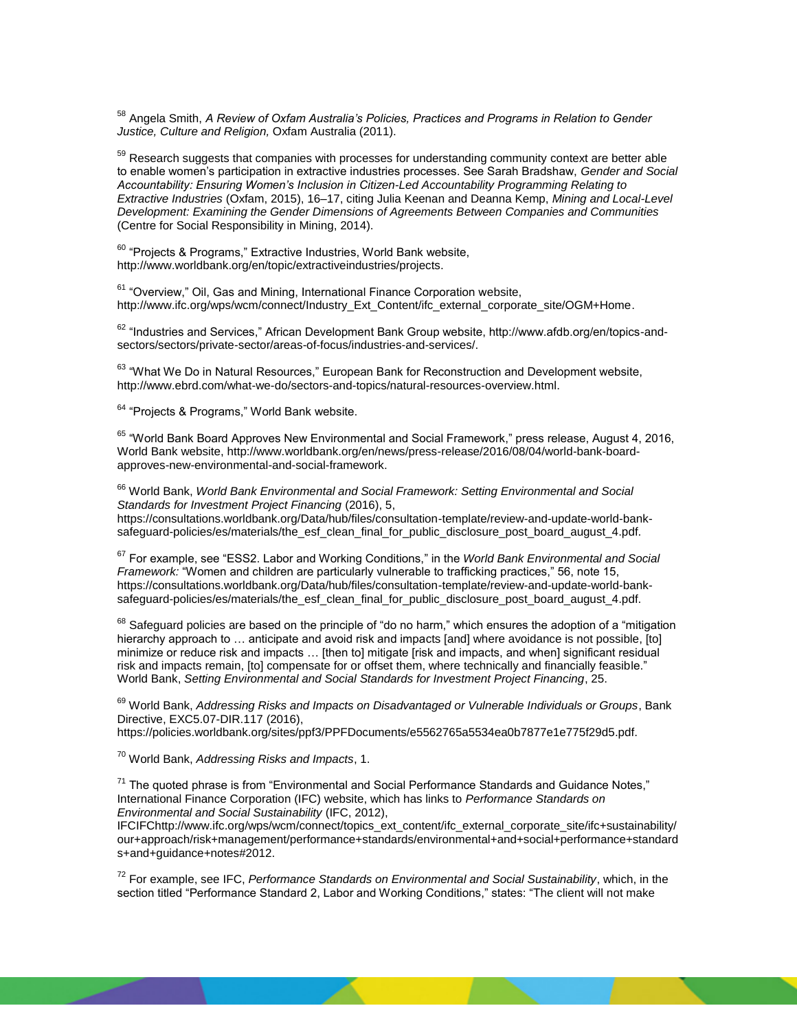[58] Angela Smith, *A Review of Oxfam Australia's Policies, Practices and Programs in Relation to Gender Justice, Culture and Religion,* Oxfam Australia (2011).

[59] Research suggests that companies with processes for understanding community context are better able to enable women's participation in extractive industries processes. See Sarah Bradshaw, *Gender and Social Accountability: Ensuring Women's Inclusion in Citizen-Led Accountability Programming Relating to Extractive Industries* (Oxfam, 2015), 16–17, citing Julia Keenan and Deanna Kemp, *Mining and Local-Level Development: Examining the Gender Dimensions of Agreements Between Companies and Communities* (Centre for Social Responsibility in Mining, 2014).

[60] "Projects & Programs," Extractive Industries, World Bank website, http://www.worldbank.org/en/topic/extractiveindustries/projects.

[61] "Overview," Oil, Gas and Mining, International Finance Corporation website, http://www.ifc.org/wps/wcm/connect/Industry_Ext_Content/ifc_external_corporate_site/OGM+Home.

[62] "Industries and Services," African Development Bank Group website, http://www.afdb.org/en/topics-and-sectors/sectors/private-sector/areas-of-focus/industries-and-services/.

[63] "What We Do in Natural Resources," European Bank for Reconstruction and Development website, http://www.ebrd.com/what-we-do/sectors-and-topics/natural-resources-overview.html.

[64] "Projects & Programs," World Bank website.

[65] "World Bank Board Approves New Environmental and Social Framework," press release, August 4, 2016, World Bank website, http://www.worldbank.org/en/news/press-release/2016/08/04/world-bank-board-approves-new-environmental-and-social-framework.

[66] World Bank, *World Bank Environmental and Social Framework: Setting Environmental and Social Standards for Investment Project Financing* (2016), 5, https://consultations.worldbank.org/Data/hub/files/consultation-template/review-and-update-world-bank-safeguard-policies/es/materials/the_esf_clean_final_for_public_disclosure_post_board_august_4.pdf.

[67] For example, see "ESS2. Labor and Working Conditions," in the *World Bank Environmental and Social Framework:* "Women and children are particularly vulnerable to trafficking practices," 56, note 15, https://consultations.worldbank.org/Data/hub/files/consultation-template/review-and-update-world-bank-safeguard-policies/es/materials/the_esf_clean_final_for_public_disclosure_post_board_august_4.pdf.

[68] Safeguard policies are based on the principle of "do no harm," which ensures the adoption of a "mitigation hierarchy approach to … anticipate and avoid risk and impacts [and] where avoidance is not possible, [to] minimize or reduce risk and impacts … [then to] mitigate [risk and impacts, and when] significant residual risk and impacts remain, [to] compensate for or offset them, where technically and financially feasible." World Bank, *Setting Environmental and Social Standards for Investment Project Financing*, 25.

[69] World Bank, *Addressing Risks and Impacts on Disadvantaged or Vulnerable Individuals or Groups*, Bank Directive, EXC5.07-DIR.117 (2016), https://policies.worldbank.org/sites/ppf3/PPFDocuments/e5562765a5534ea0b7877e1e775f29d5.pdf.

[70] World Bank, *Addressing Risks and Impacts*, 1.

[71] The quoted phrase is from "Environmental and Social Performance Standards and Guidance Notes," International Finance Corporation (IFC) website, which has links to *Performance Standards on Environmental and Social Sustainability* (IFC, 2012), IFCIFChttp://www.ifc.org/wps/wcm/connect/topics_ext_content/ifc_external_corporate_site/ifc+sustainability/our+approach/risk+management/performance+standards/environmental+and+social+performance+standards+and+guidance+notes#2012.

[72] For example, see IFC, *Performance Standards on Environmental and Social Sustainability*, which, in the section titled "Performance Standard 2, Labor and Working Conditions," states: "The client will not make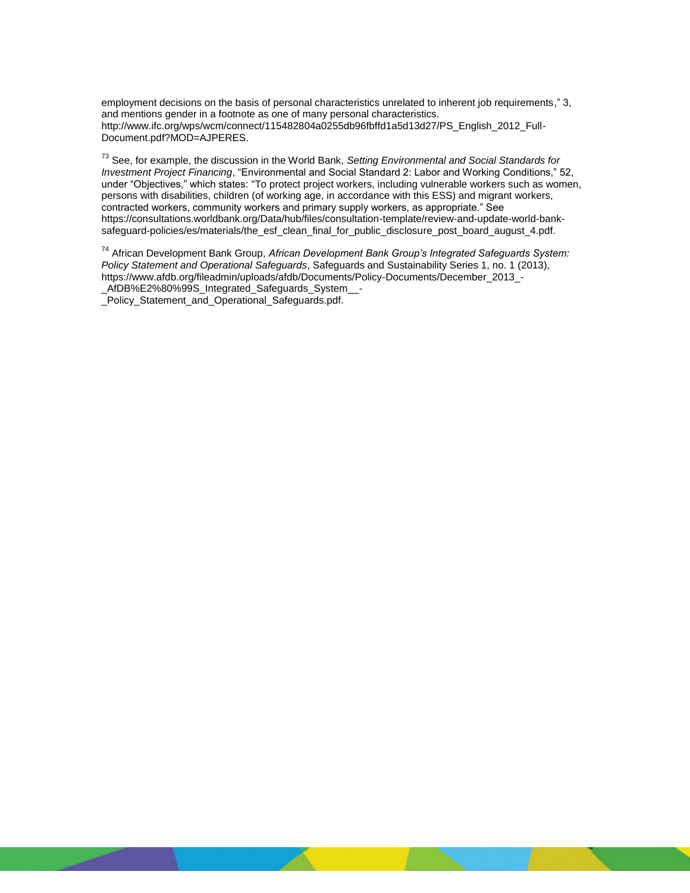employment decisions on the basis of personal characteristics unrelated to inherent job requirements," 3, and mentions gender in a footnote as one of many personal characteristics. http://www.ifc.org/wps/wcm/connect/115482804a0255db96fbffd1a5d13d27/PS_English_2012_Full-Document.pdf?MOD=AJPERES.

[73] See, for example, the discussion in the World Bank, *Setting Environmental and Social Standards for Investment Project Financing*, "Environmental and Social Standard 2: Labor and Working Conditions," 52, under "Objectives," which states: "To protect project workers, including vulnerable workers such as women, persons with disabilities, children (of working age, in accordance with this ESS) and migrant workers, contracted workers, community workers and primary supply workers, as appropriate." See https://consultations.worldbank.org/Data/hub/files/consultation-template/review-and-update-world-bank-safeguard-policies/es/materials/the_esf_clean_final_for_public_disclosure_post_board_august_4.pdf.

[74] African Development Bank Group, *African Development Bank Group's Integrated Safeguards System: Policy Statement and Operational Safeguards*, Safeguards and Sustainability Series 1, no. 1 (2013), https://www.afdb.org/fileadmin/uploads/afdb/Documents/Policy-Documents/December_2013_-_AfDB%E2%80%99S_Integrated_Safeguards_System__-_Policy_Statement_and_Operational_Safeguards.pdf.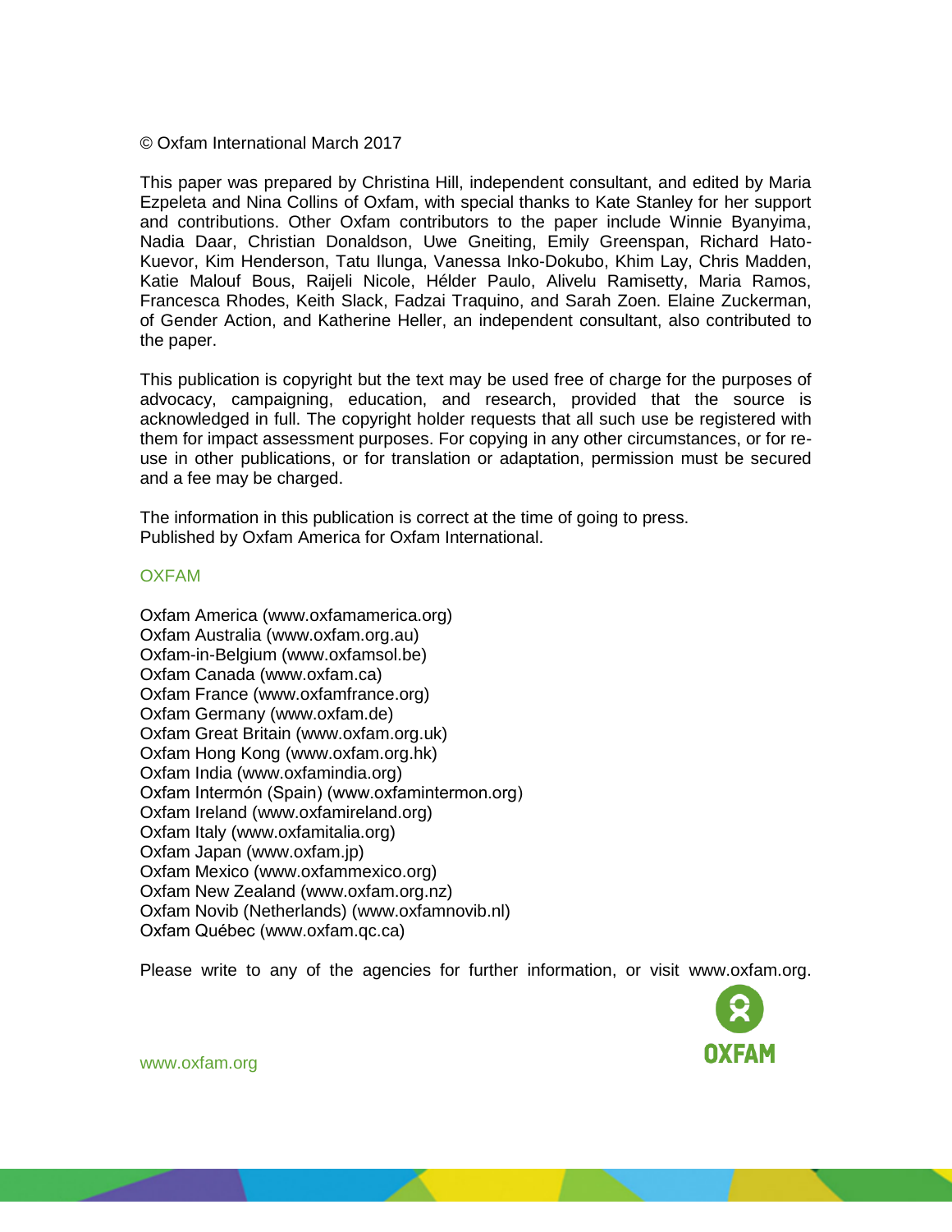© Oxfam International March 2017

This paper was prepared by Christina Hill, independent consultant, and edited by Maria Ezpeleta and Nina Collins of Oxfam, with special thanks to Kate Stanley for her support and contributions. Other Oxfam contributors to the paper include Winnie Byanyima, Nadia Daar, Christian Donaldson, Uwe Gneiting, Emily Greenspan, Richard Hato-Kuevor, Kim Henderson, Tatu Ilunga, Vanessa Inko-Dokubo, Khim Lay, Chris Madden, Katie Malouf Bous, Raijeli Nicole, Hélder Paulo, Alivelu Ramisetty, Maria Ramos, Francesca Rhodes, Keith Slack, Fadzai Traquino, and Sarah Zoen. Elaine Zuckerman, of Gender Action, and Katherine Heller, an independent consultant, also contributed to the paper.

This publication is copyright but the text may be used free of charge for the purposes of advocacy, campaigning, education, and research, provided that the source is acknowledged in full. The copyright holder requests that all such use be registered with them for impact assessment purposes. For copying in any other circumstances, or for re-use in other publications, or for translation or adaptation, permission must be secured and a fee may be charged.

The information in this publication is correct at the time of going to press.
Published by Oxfam America for Oxfam International.

OXFAM

Oxfam America (www.oxfamamerica.org)
Oxfam Australia (www.oxfam.org.au)
Oxfam-in-Belgium (www.oxfamsol.be)
Oxfam Canada (www.oxfam.ca)
Oxfam France (www.oxfamfrance.org)
Oxfam Germany (www.oxfam.de)
Oxfam Great Britain (www.oxfam.org.uk)
Oxfam Hong Kong (www.oxfam.org.hk)
Oxfam India (www.oxfamindia.org)
Oxfam Intermón (Spain) (www.oxfamintermon.org)
Oxfam Ireland (www.oxfamireland.org)
Oxfam Italy (www.oxfamitalia.org)
Oxfam Japan (www.oxfam.jp)
Oxfam Mexico (www.oxfammexico.org)
Oxfam New Zealand (www.oxfam.org.nz)
Oxfam Novib (Netherlands) (www.oxfamnovib.nl)
Oxfam Québec (www.oxfam.qc.ca)

Please write to any of the agencies for further information, or visit www.oxfam.org.

www.oxfam.org

OXFAM